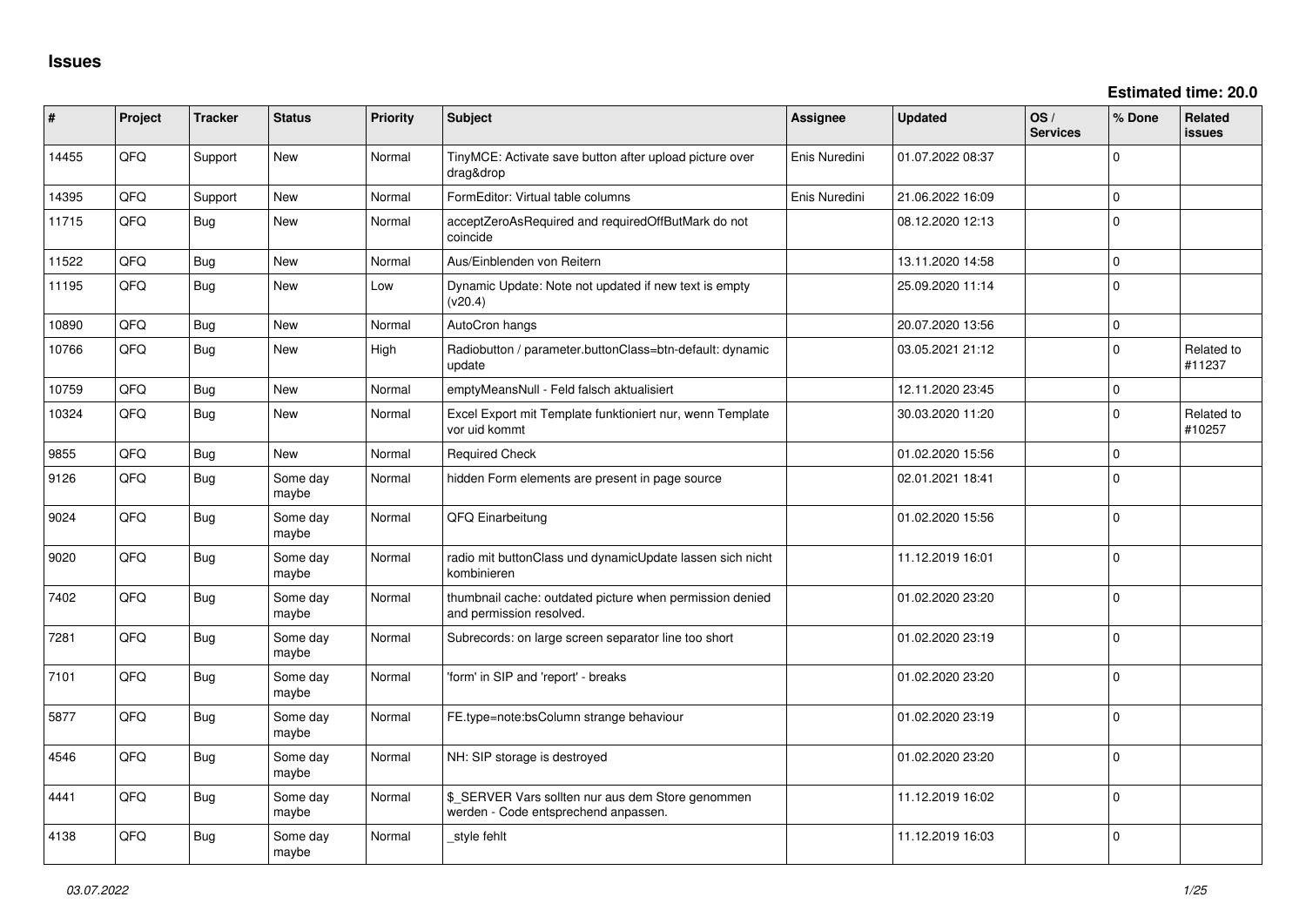# Issues

**Estimated time: 20.0**

| # | Project | Tracker | Status | Priority | Subject | Assignee | Updated | OS / Services | % Done | Related issues |
|---|---|---|---|---|---|---|---|---|---|---|
| 14455 | QFQ | Support | New | Normal | TinyMCE: Activate save button after upload picture over drag&drop | Enis Nuredini | 01.07.2022 08:37 | | 0 | |
| 14395 | QFQ | Support | New | Normal | FormEditor: Virtual table columns | Enis Nuredini | 21.06.2022 16:09 | | 0 | |
| 11715 | QFQ | Bug | New | Normal | acceptZeroAsRequired and requiredOffButMark do not coincide | | 08.12.2020 12:13 | | 0 | |
| 11522 | QFQ | Bug | New | Normal | Aus/Einblenden von Reitern | | 13.11.2020 14:58 | | 0 | |
| 11195 | QFQ | Bug | New | Low | Dynamic Update: Note not updated if new text is empty (v20.4) | | 25.09.2020 11:14 | | 0 | |
| 10890 | QFQ | Bug | New | Normal | AutoCron hangs | | 20.07.2020 13:56 | | 0 | |
| 10766 | QFQ | Bug | New | High | Radiobutton / parameter.buttonClass=btn-default: dynamic update | | 03.05.2021 21:12 | | 0 | Related to #11237 |
| 10759 | QFQ | Bug | New | Normal | emptyMeansNull - Feld falsch aktualisiert | | 12.11.2020 23:45 | | 0 | |
| 10324 | QFQ | Bug | New | Normal | Excel Export mit Template funktioniert nur, wenn Template vor uid kommt | | 30.03.2020 11:20 | | 0 | Related to #10257 |
| 9855 | QFQ | Bug | New | Normal | Required Check | | 01.02.2020 15:56 | | 0 | |
| 9126 | QFQ | Bug | Some day maybe | Normal | hidden Form elements are present in page source | | 02.01.2021 18:41 | | 0 | |
| 9024 | QFQ | Bug | Some day maybe | Normal | QFQ Einarbeitung | | 01.02.2020 15:56 | | 0 | |
| 9020 | QFQ | Bug | Some day maybe | Normal | radio mit buttonClass und dynamicUpdate lassen sich nicht kombinieren | | 11.12.2019 16:01 | | 0 | |
| 7402 | QFQ | Bug | Some day maybe | Normal | thumbnail cache: outdated picture when permission denied and permission resolved. | | 01.02.2020 23:20 | | 0 | |
| 7281 | QFQ | Bug | Some day maybe | Normal | Subrecords: on large screen separator line too short | | 01.02.2020 23:19 | | 0 | |
| 7101 | QFQ | Bug | Some day maybe | Normal | 'form' in SIP and 'report' - breaks | | 01.02.2020 23:20 | | 0 | |
| 5877 | QFQ | Bug | Some day maybe | Normal | FE.type=note:bsColumn strange behaviour | | 01.02.2020 23:19 | | 0 | |
| 4546 | QFQ | Bug | Some day maybe | Normal | NH: SIP storage is destroyed | | 01.02.2020 23:20 | | 0 | |
| 4441 | QFQ | Bug | Some day maybe | Normal | $_SERVER Vars sollten nur aus dem Store genommen werden - Code entsprechend anpassen. | | 11.12.2019 16:02 | | 0 | |
| 4138 | QFQ | Bug | Some day maybe | Normal | _style fehlt | | 11.12.2019 16:03 | | 0 | |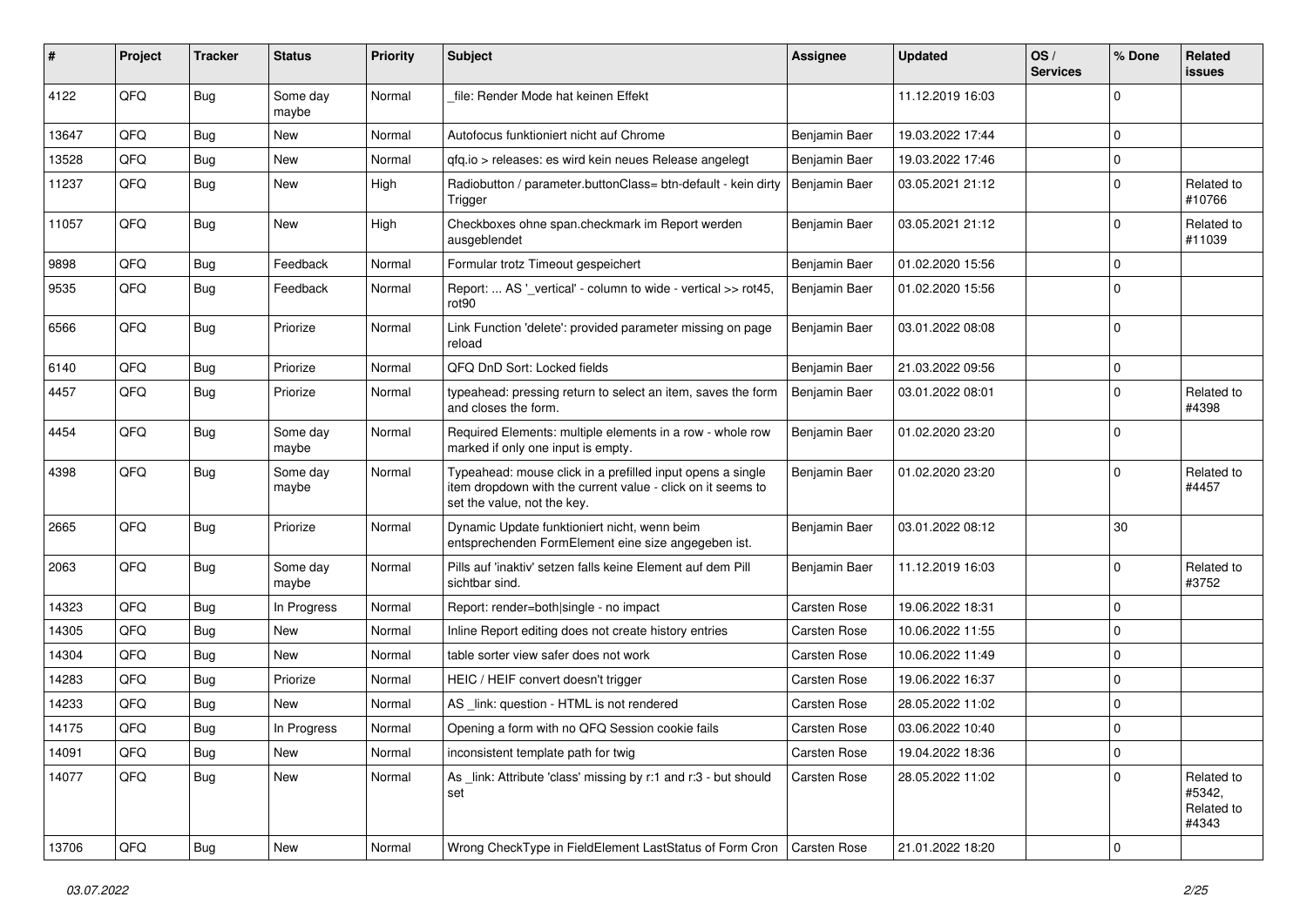| # | Project | Tracker | Status | Priority | Subject | Assignee | Updated | OS / Services | % Done | Related issues |
|---|---|---|---|---|---|---|---|---|---|---|
| 4122 | QFQ | Bug | Some day maybe | Normal | _file: Render Mode hat keinen Effekt | | 11.12.2019 16:03 | | 0 | |
| 13647 | QFQ | Bug | New | Normal | Autofocus funktioniert nicht auf Chrome | Benjamin Baer | 19.03.2022 17:44 | | 0 | |
| 13528 | QFQ | Bug | New | Normal | qfq.io > releases: es wird kein neues Release angelegt | Benjamin Baer | 19.03.2022 17:46 | | 0 | |
| 11237 | QFQ | Bug | New | High | Radiobutton / parameter.buttonClass= btn-default - kein dirty Trigger | Benjamin Baer | 03.05.2021 21:12 | | 0 | Related to #10766 |
| 11057 | QFQ | Bug | New | High | Checkboxes ohne span.checkmark im Report werden ausgeblendet | Benjamin Baer | 03.05.2021 21:12 | | 0 | Related to #11039 |
| 9898 | QFQ | Bug | Feedback | Normal | Formular trotz Timeout gespeichert | Benjamin Baer | 01.02.2020 15:56 | | 0 | |
| 9535 | QFQ | Bug | Feedback | Normal | Report: ... AS '_vertical' - column to wide - vertical >> rot45, rot90 | Benjamin Baer | 01.02.2020 15:56 | | 0 | |
| 6566 | QFQ | Bug | Priorize | Normal | Link Function 'delete': provided parameter missing on page reload | Benjamin Baer | 03.01.2022 08:08 | | 0 | |
| 6140 | QFQ | Bug | Priorize | Normal | QFQ DnD Sort: Locked fields | Benjamin Baer | 21.03.2022 09:56 | | 0 | |
| 4457 | QFQ | Bug | Priorize | Normal | typeahead: pressing return to select an item, saves the form and closes the form. | Benjamin Baer | 03.01.2022 08:01 | | 0 | Related to #4398 |
| 4454 | QFQ | Bug | Some day maybe | Normal | Required Elements: multiple elements in a row - whole row marked if only one input is empty. | Benjamin Baer | 01.02.2020 23:20 | | 0 | |
| 4398 | QFQ | Bug | Some day maybe | Normal | Typeahead: mouse click in a prefilled input opens a single item dropdown with the current value - click on it seems to set the value, not the key. | Benjamin Baer | 01.02.2020 23:20 | | 0 | Related to #4457 |
| 2665 | QFQ | Bug | Priorize | Normal | Dynamic Update funktioniert nicht, wenn beim entsprechenden FormElement eine size angegeben ist. | Benjamin Baer | 03.01.2022 08:12 | | 30 | |
| 2063 | QFQ | Bug | Some day maybe | Normal | Pills auf 'inaktiv' setzen falls keine Element auf dem Pill sichtbar sind. | Benjamin Baer | 11.12.2019 16:03 | | 0 | Related to #3752 |
| 14323 | QFQ | Bug | In Progress | Normal | Report: render=both\|single - no impact | Carsten Rose | 19.06.2022 18:31 | | 0 | |
| 14305 | QFQ | Bug | New | Normal | Inline Report editing does not create history entries | Carsten Rose | 10.06.2022 11:55 | | 0 | |
| 14304 | QFQ | Bug | New | Normal | table sorter view safer does not work | Carsten Rose | 10.06.2022 11:49 | | 0 | |
| 14283 | QFQ | Bug | Priorize | Normal | HEIC / HEIF convert doesn't trigger | Carsten Rose | 19.06.2022 16:37 | | 0 | |
| 14233 | QFQ | Bug | New | Normal | AS _link: question - HTML is not rendered | Carsten Rose | 28.05.2022 11:02 | | 0 | |
| 14175 | QFQ | Bug | In Progress | Normal | Opening a form with no QFQ Session cookie fails | Carsten Rose | 03.06.2022 10:40 | | 0 | |
| 14091 | QFQ | Bug | New | Normal | inconsistent template path for twig | Carsten Rose | 19.04.2022 18:36 | | 0 | |
| 14077 | QFQ | Bug | New | Normal | As _link: Attribute 'class' missing by r:1 and r:3 - but should set | Carsten Rose | 28.05.2022 11:02 | | 0 | Related to #5342, Related to #4343 |
| 13706 | QFQ | Bug | New | Normal | Wrong CheckType in FieldElement LastStatus of Form Cron | Carsten Rose | 21.01.2022 18:20 | | 0 | |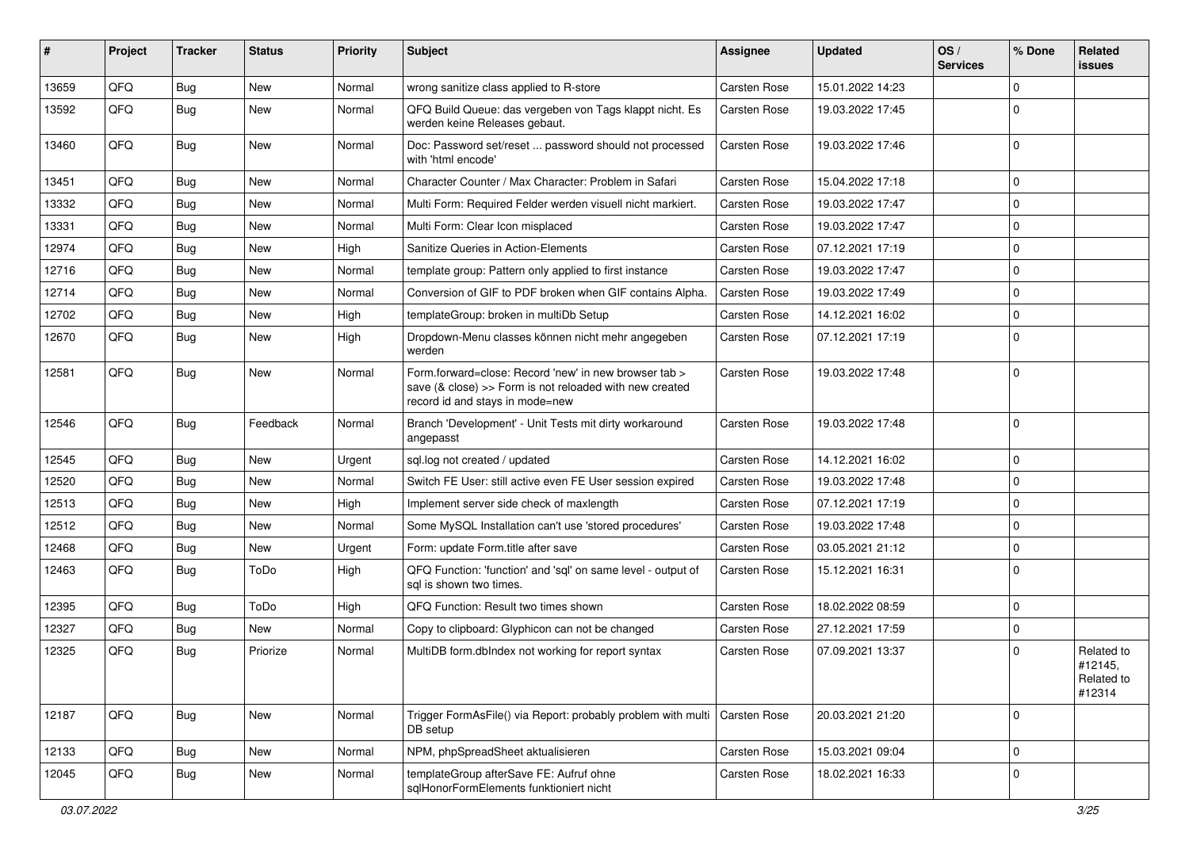| # | Project | Tracker | Status | Priority | Subject | Assignee | Updated | OS / Services | % Done | Related issues |
|---|---|---|---|---|---|---|---|---|---|---|
| 13659 | QFQ | Bug | New | Normal | wrong sanitize class applied to R-store | Carsten Rose | 15.01.2022 14:23 | | 0 | |
| 13592 | QFQ | Bug | New | Normal | QFQ Build Queue: das vergeben von Tags klappt nicht. Es werden keine Releases gebaut. | Carsten Rose | 19.03.2022 17:45 | | 0 | |
| 13460 | QFQ | Bug | New | Normal | Doc: Password set/reset ... password should not processed with 'html encode' | Carsten Rose | 19.03.2022 17:46 | | 0 | |
| 13451 | QFQ | Bug | New | Normal | Character Counter / Max Character: Problem in Safari | Carsten Rose | 15.04.2022 17:18 | | 0 | |
| 13332 | QFQ | Bug | New | Normal | Multi Form: Required Felder werden visuell nicht markiert. | Carsten Rose | 19.03.2022 17:47 | | 0 | |
| 13331 | QFQ | Bug | New | Normal | Multi Form: Clear Icon misplaced | Carsten Rose | 19.03.2022 17:47 | | 0 | |
| 12974 | QFQ | Bug | New | High | Sanitize Queries in Action-Elements | Carsten Rose | 07.12.2021 17:19 | | 0 | |
| 12716 | QFQ | Bug | New | Normal | template group: Pattern only applied to first instance | Carsten Rose | 19.03.2022 17:47 | | 0 | |
| 12714 | QFQ | Bug | New | Normal | Conversion of GIF to PDF broken when GIF contains Alpha. | Carsten Rose | 19.03.2022 17:49 | | 0 | |
| 12702 | QFQ | Bug | New | High | templateGroup: broken in multiDb Setup | Carsten Rose | 14.12.2021 16:02 | | 0 | |
| 12670 | QFQ | Bug | New | High | Dropdown-Menu classes können nicht mehr angegeben werden | Carsten Rose | 07.12.2021 17:19 | | 0 | |
| 12581 | QFQ | Bug | New | Normal | Form.forward=close: Record 'new' in new browser tab > save (& close) >> Form is not reloaded with new created record id and stays in mode=new | Carsten Rose | 19.03.2022 17:48 | | 0 | |
| 12546 | QFQ | Bug | Feedback | Normal | Branch 'Development' - Unit Tests mit dirty workaround angepasst | Carsten Rose | 19.03.2022 17:48 | | 0 | |
| 12545 | QFQ | Bug | New | Urgent | sql.log not created / updated | Carsten Rose | 14.12.2021 16:02 | | 0 | |
| 12520 | QFQ | Bug | New | Normal | Switch FE User: still active even FE User session expired | Carsten Rose | 19.03.2022 17:48 | | 0 | |
| 12513 | QFQ | Bug | New | High | Implement server side check of maxlength | Carsten Rose | 07.12.2021 17:19 | | 0 | |
| 12512 | QFQ | Bug | New | Normal | Some MySQL Installation can't use 'stored procedures' | Carsten Rose | 19.03.2022 17:48 | | 0 | |
| 12468 | QFQ | Bug | New | Urgent | Form: update Form.title after save | Carsten Rose | 03.05.2021 21:12 | | 0 | |
| 12463 | QFQ | Bug | ToDo | High | QFQ Function: 'function' and 'sql' on same level - output of sql is shown two times. | Carsten Rose | 15.12.2021 16:31 | | 0 | |
| 12395 | QFQ | Bug | ToDo | High | QFQ Function: Result two times shown | Carsten Rose | 18.02.2022 08:59 | | 0 | |
| 12327 | QFQ | Bug | New | Normal | Copy to clipboard: Glyphicon can not be changed | Carsten Rose | 27.12.2021 17:59 | | 0 | |
| 12325 | QFQ | Bug | Priorize | Normal | MultiDB form.dbIndex not working for report syntax | Carsten Rose | 07.09.2021 13:37 | | 0 | Related to #12145, Related to #12314 |
| 12187 | QFQ | Bug | New | Normal | Trigger FormAsFile() via Report: probably problem with multi DB setup | Carsten Rose | 20.03.2021 21:20 | | 0 | |
| 12133 | QFQ | Bug | New | Normal | NPM, phpSpreadSheet aktualisieren | Carsten Rose | 15.03.2021 09:04 | | 0 | |
| 12045 | QFQ | Bug | New | Normal | templateGroup afterSave FE: Aufruf ohne sqlHonorFormElements funktioniert nicht | Carsten Rose | 18.02.2021 16:33 | | 0 | |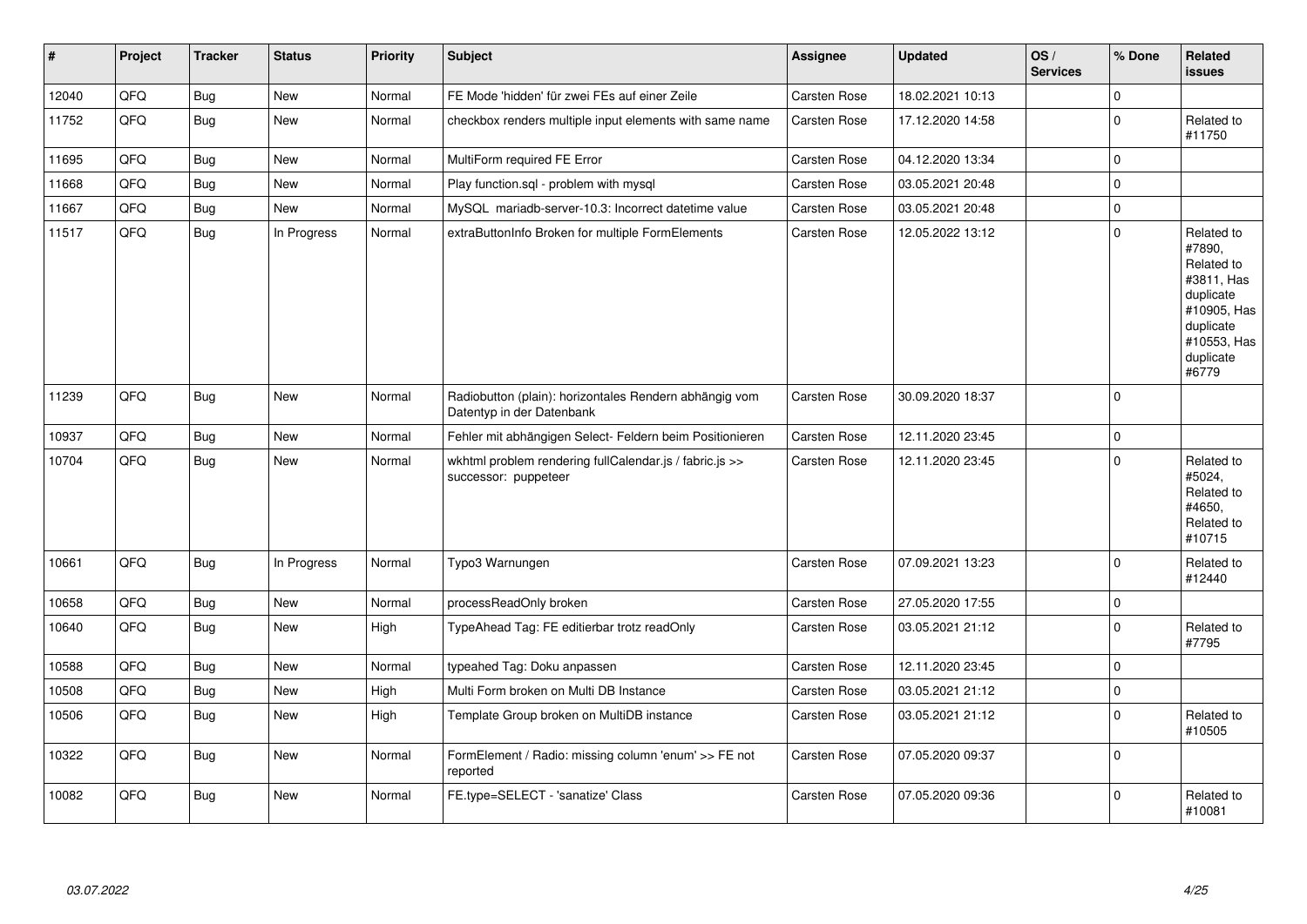| # | Project | Tracker | Status | Priority | Subject | Assignee | Updated | OS / Services | % Done | Related issues |
|---|---|---|---|---|---|---|---|---|---|---|
| 12040 | QFQ | Bug | New | Normal | FE Mode 'hidden' für zwei FEs auf einer Zeile | Carsten Rose | 18.02.2021 10:13 | | 0 | |
| 11752 | QFQ | Bug | New | Normal | checkbox renders multiple input elements with same name | Carsten Rose | 17.12.2020 14:58 | | 0 | Related to #11750 |
| 11695 | QFQ | Bug | New | Normal | MultiForm required FE Error | Carsten Rose | 04.12.2020 13:34 | | 0 | |
| 11668 | QFQ | Bug | New | Normal | Play function.sql - problem with mysql | Carsten Rose | 03.05.2021 20:48 | | 0 | |
| 11667 | QFQ | Bug | New | Normal | MySQL mariadb-server-10.3: Incorrect datetime value | Carsten Rose | 03.05.2021 20:48 | | 0 | |
| 11517 | QFQ | Bug | In Progress | Normal | extraButtonInfo Broken for multiple FormElements | Carsten Rose | 12.05.2022 13:12 | | 0 | Related to #7890, Related to #3811, Has duplicate #10905, Has duplicate #10553, Has duplicate #6779 |
| 11239 | QFQ | Bug | New | Normal | Radiobutton (plain): horizontales Rendern abhängig vom Datentyp in der Datenbank | Carsten Rose | 30.09.2020 18:37 | | 0 | |
| 10937 | QFQ | Bug | New | Normal | Fehler mit abhängigen Select- Feldern beim Positionieren | Carsten Rose | 12.11.2020 23:45 | | 0 | |
| 10704 | QFQ | Bug | New | Normal | wkhtml problem rendering fullCalendar.js / fabric.js >> successor: puppeteer | Carsten Rose | 12.11.2020 23:45 | | 0 | Related to #5024, Related to #4650, Related to #10715 |
| 10661 | QFQ | Bug | In Progress | Normal | Typo3 Warnungen | Carsten Rose | 07.09.2021 13:23 | | 0 | Related to #12440 |
| 10658 | QFQ | Bug | New | Normal | processReadOnly broken | Carsten Rose | 27.05.2020 17:55 | | 0 | |
| 10640 | QFQ | Bug | New | High | TypeAhead Tag: FE editierbar trotz readOnly | Carsten Rose | 03.05.2021 21:12 | | 0 | Related to #7795 |
| 10588 | QFQ | Bug | New | Normal | typeahed Tag: Doku anpassen | Carsten Rose | 12.11.2020 23:45 | | 0 | |
| 10508 | QFQ | Bug | New | High | Multi Form broken on Multi DB Instance | Carsten Rose | 03.05.2021 21:12 | | 0 | |
| 10506 | QFQ | Bug | New | High | Template Group broken on MultiDB instance | Carsten Rose | 03.05.2021 21:12 | | 0 | Related to #10505 |
| 10322 | QFQ | Bug | New | Normal | FormElement / Radio: missing column 'enum' >> FE not reported | Carsten Rose | 07.05.2020 09:37 | | 0 | |
| 10082 | QFQ | Bug | New | Normal | FE.type=SELECT - 'sanatize' Class | Carsten Rose | 07.05.2020 09:36 | | 0 | Related to #10081 |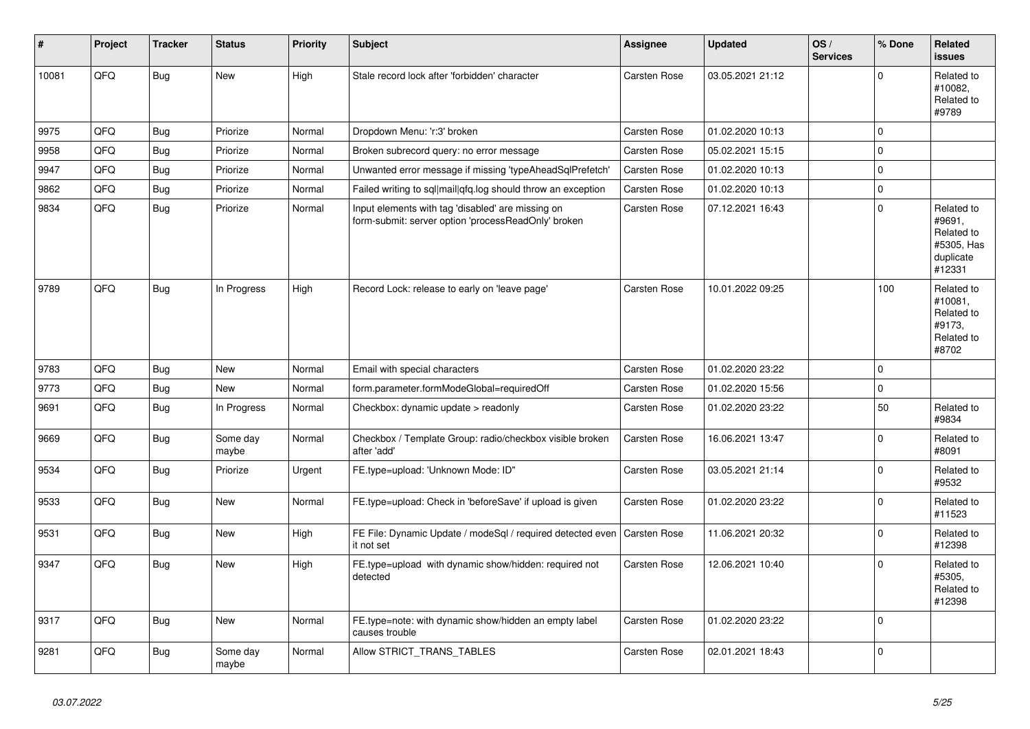| # | Project | Tracker | Status | Priority | Subject | Assignee | Updated | OS / Services | % Done | Related issues |
|---|---|---|---|---|---|---|---|---|---|---|
| 10081 | QFQ | Bug | New | High | Stale record lock after 'forbidden' character | Carsten Rose | 03.05.2021 21:12 | | 0 | Related to #10082, Related to #9789 |
| 9975 | QFQ | Bug | Priorize | Normal | Dropdown Menu: 'r:3' broken | Carsten Rose | 01.02.2020 10:13 | | 0 | |
| 9958 | QFQ | Bug | Priorize | Normal | Broken subrecord query: no error message | Carsten Rose | 05.02.2021 15:15 | | 0 | |
| 9947 | QFQ | Bug | Priorize | Normal | Unwanted error message if missing 'typeAheadSqlPrefetch' | Carsten Rose | 01.02.2020 10:13 | | 0 | |
| 9862 | QFQ | Bug | Priorize | Normal | Failed writing to sql|mail|qfq.log should throw an exception | Carsten Rose | 01.02.2020 10:13 | | 0 | |
| 9834 | QFQ | Bug | Priorize | Normal | Input elements with tag 'disabled' are missing on form-submit: server option 'processReadOnly' broken | Carsten Rose | 07.12.2021 16:43 | | 0 | Related to #9691, Related to #5305, Has duplicate #12331 |
| 9789 | QFQ | Bug | In Progress | High | Record Lock: release to early on 'leave page' | Carsten Rose | 10.01.2022 09:25 | | 100 | Related to #10081, Related to #9173, Related to #8702 |
| 9783 | QFQ | Bug | New | Normal | Email with special characters | Carsten Rose | 01.02.2020 23:22 | | 0 | |
| 9773 | QFQ | Bug | New | Normal | form.parameter.formModeGlobal=requiredOff | Carsten Rose | 01.02.2020 15:56 | | 0 | |
| 9691 | QFQ | Bug | In Progress | Normal | Checkbox: dynamic update > readonly | Carsten Rose | 01.02.2020 23:22 | | 50 | Related to #9834 |
| 9669 | QFQ | Bug | Some day maybe | Normal | Checkbox / Template Group: radio/checkbox visible broken after 'add' | Carsten Rose | 16.06.2021 13:47 | | 0 | Related to #8091 |
| 9534 | QFQ | Bug | Priorize | Urgent | FE.type=upload: 'Unknown Mode: ID" | Carsten Rose | 03.05.2021 21:14 | | 0 | Related to #9532 |
| 9533 | QFQ | Bug | New | Normal | FE.type=upload: Check in 'beforeSave' if upload is given | Carsten Rose | 01.02.2020 23:22 | | 0 | Related to #11523 |
| 9531 | QFQ | Bug | New | High | FE File: Dynamic Update / modeSql / required detected even it not set | Carsten Rose | 11.06.2021 20:32 | | 0 | Related to #12398 |
| 9347 | QFQ | Bug | New | High | FE.type=upload with dynamic show/hidden: required not detected | Carsten Rose | 12.06.2021 10:40 | | 0 | Related to #5305, Related to #12398 |
| 9317 | QFQ | Bug | New | Normal | FE.type=note: with dynamic show/hidden an empty label causes trouble | Carsten Rose | 01.02.2020 23:22 | | 0 | |
| 9281 | QFQ | Bug | Some day maybe | Normal | Allow STRICT_TRANS_TABLES | Carsten Rose | 02.01.2021 18:43 | | 0 | |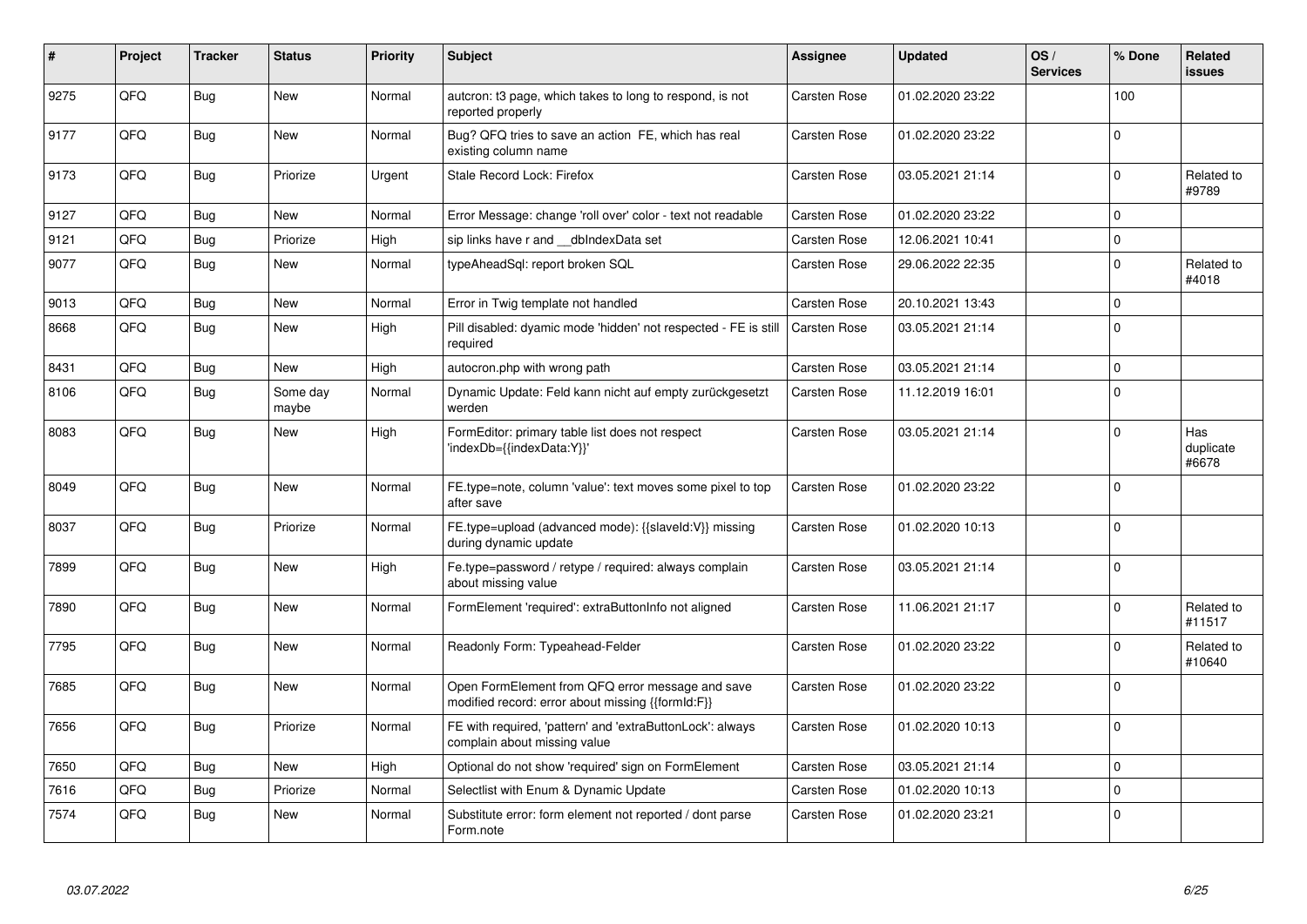| # | Project | Tracker | Status | Priority | Subject | Assignee | Updated | OS / Services | % Done | Related issues |
|---|---|---|---|---|---|---|---|---|---|---|
| 9275 | QFQ | Bug | New | Normal | autcron: t3 page, which takes to long to respond, is not reported properly | Carsten Rose | 01.02.2020 23:22 | | 100 | |
| 9177 | QFQ | Bug | New | Normal | Bug? QFQ tries to save an action FE, which has real existing column name | Carsten Rose | 01.02.2020 23:22 | | 0 | |
| 9173 | QFQ | Bug | Priorize | Urgent | Stale Record Lock: Firefox | Carsten Rose | 03.05.2021 21:14 | | 0 | Related to #9789 |
| 9127 | QFQ | Bug | New | Normal | Error Message: change 'roll over' color - text not readable | Carsten Rose | 01.02.2020 23:22 | | 0 | |
| 9121 | QFQ | Bug | Priorize | High | sip links have r and __dbIndexData set | Carsten Rose | 12.06.2021 10:41 | | 0 | |
| 9077 | QFQ | Bug | New | Normal | typeAheadSql: report broken SQL | Carsten Rose | 29.06.2022 22:35 | | 0 | Related to #4018 |
| 9013 | QFQ | Bug | New | Normal | Error in Twig template not handled | Carsten Rose | 20.10.2021 13:43 | | 0 | |
| 8668 | QFQ | Bug | New | High | Pill disabled: dyamic mode 'hidden' not respected - FE is still required | Carsten Rose | 03.05.2021 21:14 | | 0 | |
| 8431 | QFQ | Bug | New | High | autocron.php with wrong path | Carsten Rose | 03.05.2021 21:14 | | 0 | |
| 8106 | QFQ | Bug | Some day maybe | Normal | Dynamic Update: Feld kann nicht auf empty zurückgesetzt werden | Carsten Rose | 11.12.2019 16:01 | | 0 | |
| 8083 | QFQ | Bug | New | High | FormEditor: primary table list does not respect 'indexDb={{indexData:Y}}' | Carsten Rose | 03.05.2021 21:14 | | 0 | Has duplicate #6678 |
| 8049 | QFQ | Bug | New | Normal | FE.type=note, column 'value': text moves some pixel to top after save | Carsten Rose | 01.02.2020 23:22 | | 0 | |
| 8037 | QFQ | Bug | Priorize | Normal | FE.type=upload (advanced mode): {{slaveId:V}} missing during dynamic update | Carsten Rose | 01.02.2020 10:13 | | 0 | |
| 7899 | QFQ | Bug | New | High | Fe.type=password / retype / required: always complain about missing value | Carsten Rose | 03.05.2021 21:14 | | 0 | |
| 7890 | QFQ | Bug | New | Normal | FormElement 'required': extraButtonInfo not aligned | Carsten Rose | 11.06.2021 21:17 | | 0 | Related to #11517 |
| 7795 | QFQ | Bug | New | Normal | Readonly Form: Typeahead-Felder | Carsten Rose | 01.02.2020 23:22 | | 0 | Related to #10640 |
| 7685 | QFQ | Bug | New | Normal | Open FormElement from QFQ error message and save modified record: error about missing {{formId:F}} | Carsten Rose | 01.02.2020 23:22 | | 0 | |
| 7656 | QFQ | Bug | Priorize | Normal | FE with required, 'pattern' and 'extraButtonLock': always complain about missing value | Carsten Rose | 01.02.2020 10:13 | | 0 | |
| 7650 | QFQ | Bug | New | High | Optional do not show 'required' sign on FormElement | Carsten Rose | 03.05.2021 21:14 | | 0 | |
| 7616 | QFQ | Bug | Priorize | Normal | Selectlist with Enum & Dynamic Update | Carsten Rose | 01.02.2020 10:13 | | 0 | |
| 7574 | QFQ | Bug | New | Normal | Substitute error: form element not reported / dont parse Form.note | Carsten Rose | 01.02.2020 23:21 | | 0 | |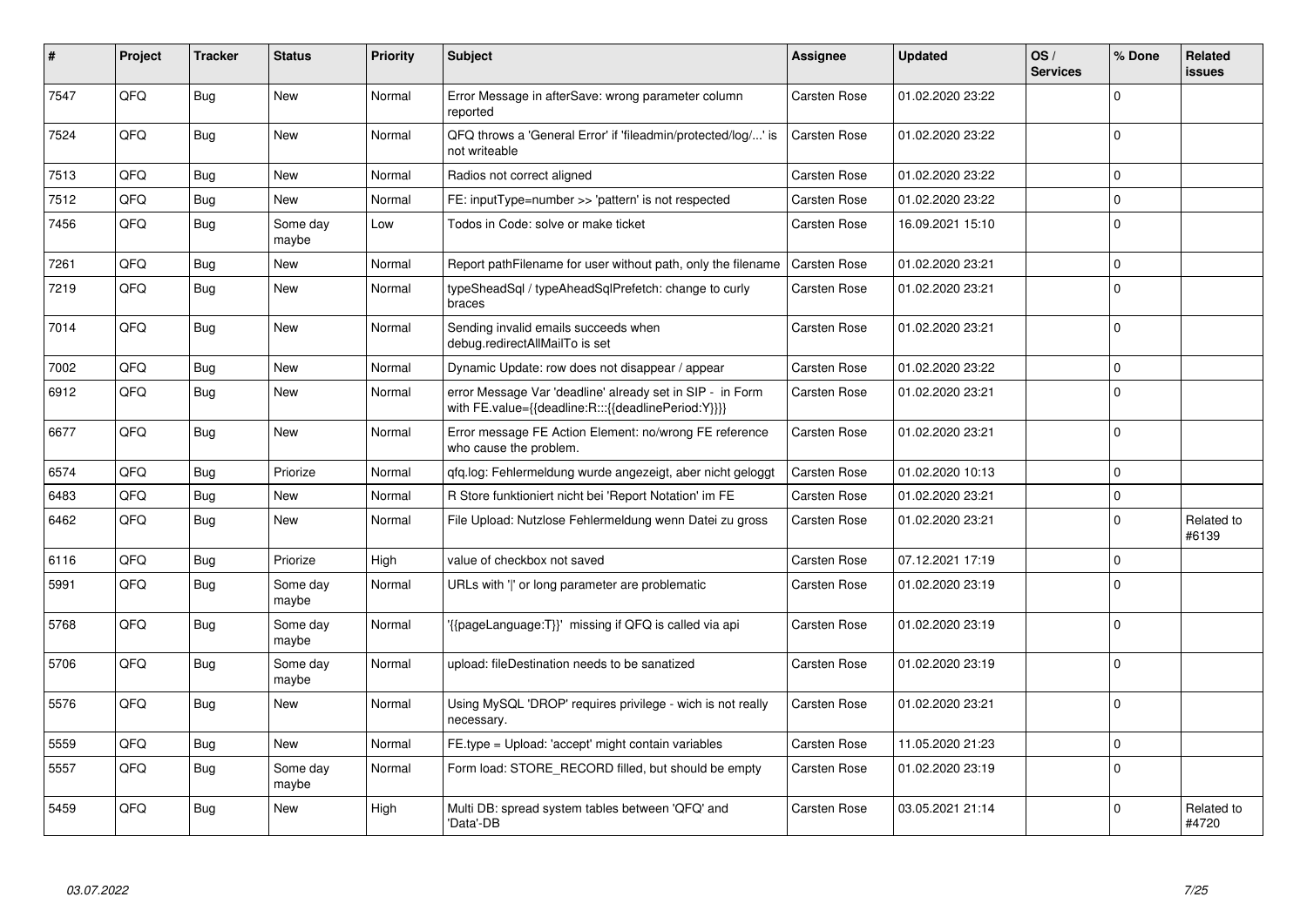| # | Project | Tracker | Status | Priority | Subject | Assignee | Updated | OS / Services | % Done | Related issues |
|---|---|---|---|---|---|---|---|---|---|---|
| 7547 | QFQ | Bug | New | Normal | Error Message in afterSave: wrong parameter column reported | Carsten Rose | 01.02.2020 23:22 | | 0 | |
| 7524 | QFQ | Bug | New | Normal | QFQ throws a 'General Error' if 'fileadmin/protected/log/...' is not writeable | Carsten Rose | 01.02.2020 23:22 | | 0 | |
| 7513 | QFQ | Bug | New | Normal | Radios not correct aligned | Carsten Rose | 01.02.2020 23:22 | | 0 | |
| 7512 | QFQ | Bug | New | Normal | FE: inputType=number >> 'pattern' is not respected | Carsten Rose | 01.02.2020 23:22 | | 0 | |
| 7456 | QFQ | Bug | Some day maybe | Low | Todos in Code: solve or make ticket | Carsten Rose | 16.09.2021 15:10 | | 0 | |
| 7261 | QFQ | Bug | New | Normal | Report pathFilename for user without path, only the filename | Carsten Rose | 01.02.2020 23:21 | | 0 | |
| 7219 | QFQ | Bug | New | Normal | typeSheadSql / typeAheadSqlPrefetch: change to curly braces | Carsten Rose | 01.02.2020 23:21 | | 0 | |
| 7014 | QFQ | Bug | New | Normal | Sending invalid emails succeeds when debug.redirectAllMailTo is set | Carsten Rose | 01.02.2020 23:21 | | 0 | |
| 7002 | QFQ | Bug | New | Normal | Dynamic Update: row does not disappear / appear | Carsten Rose | 01.02.2020 23:22 | | 0 | |
| 6912 | QFQ | Bug | New | Normal | error Message Var 'deadline' already set in SIP - in Form with FE.value={{deadline:R:::{{deadlinePeriod:Y}}}} | Carsten Rose | 01.02.2020 23:21 | | 0 | |
| 6677 | QFQ | Bug | New | Normal | Error message FE Action Element: no/wrong FE reference who cause the problem. | Carsten Rose | 01.02.2020 23:21 | | 0 | |
| 6574 | QFQ | Bug | Priorize | Normal | qfq.log: Fehlermeldung wurde angezeigt, aber nicht geloggt | Carsten Rose | 01.02.2020 10:13 | | 0 | |
| 6483 | QFQ | Bug | New | Normal | R Store funktioniert nicht bei 'Report Notation' im FE | Carsten Rose | 01.02.2020 23:21 | | 0 | |
| 6462 | QFQ | Bug | New | Normal | File Upload: Nutzlose Fehlermeldung wenn Datei zu gross | Carsten Rose | 01.02.2020 23:21 | | 0 | Related to #6139 |
| 6116 | QFQ | Bug | Priorize | High | value of checkbox not saved | Carsten Rose | 07.12.2021 17:19 | | 0 | |
| 5991 | QFQ | Bug | Some day maybe | Normal | URLs with '|' or long parameter are problematic | Carsten Rose | 01.02.2020 23:19 | | 0 | |
| 5768 | QFQ | Bug | Some day maybe | Normal | '{{pageLanguage:T}}' missing if QFQ is called via api | Carsten Rose | 01.02.2020 23:19 | | 0 | |
| 5706 | QFQ | Bug | Some day maybe | Normal | upload: fileDestination needs to be sanatized | Carsten Rose | 01.02.2020 23:19 | | 0 | |
| 5576 | QFQ | Bug | New | Normal | Using MySQL 'DROP' requires privilege - wich is not really necessary. | Carsten Rose | 01.02.2020 23:21 | | 0 | |
| 5559 | QFQ | Bug | New | Normal | FE.type = Upload: 'accept' might contain variables | Carsten Rose | 11.05.2020 21:23 | | 0 | |
| 5557 | QFQ | Bug | Some day maybe | Normal | Form load: STORE_RECORD filled, but should be empty | Carsten Rose | 01.02.2020 23:19 | | 0 | |
| 5459 | QFQ | Bug | New | High | Multi DB: spread system tables between 'QFQ' and 'Data'-DB | Carsten Rose | 03.05.2021 21:14 | | 0 | Related to #4720 |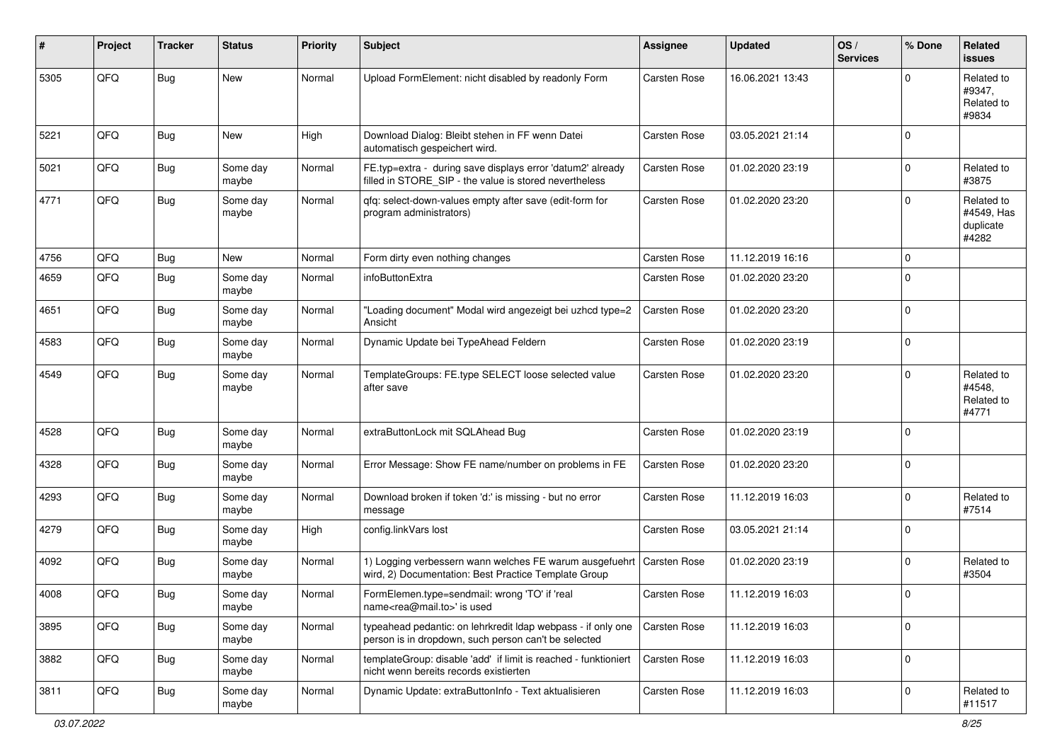| # | Project | Tracker | Status | Priority | Subject | Assignee | Updated | OS / Services | % Done | Related issues |
|---|---|---|---|---|---|---|---|---|---|---|
| 5305 | QFQ | Bug | New | Normal | Upload FormElement: nicht disabled by readonly Form | Carsten Rose | 16.06.2021 13:43 | | 0 | Related to #9347, Related to #9834 |
| 5221 | QFQ | Bug | New | High | Download Dialog: Bleibt stehen in FF wenn Datei automatisch gespeichert wird. | Carsten Rose | 03.05.2021 21:14 | | 0 | |
| 5021 | QFQ | Bug | Some day maybe | Normal | FE.typ=extra - during save displays error 'datum2' already filled in STORE_SIP - the value is stored nevertheless | Carsten Rose | 01.02.2020 23:19 | | 0 | Related to #3875 |
| 4771 | QFQ | Bug | Some day maybe | Normal | qfq: select-down-values empty after save (edit-form for program administrators) | Carsten Rose | 01.02.2020 23:20 | | 0 | Related to #4549, Has duplicate #4282 |
| 4756 | QFQ | Bug | New | Normal | Form dirty even nothing changes | Carsten Rose | 11.12.2019 16:16 | | 0 | |
| 4659 | QFQ | Bug | Some day maybe | Normal | infoButtonExtra | Carsten Rose | 01.02.2020 23:20 | | 0 | |
| 4651 | QFQ | Bug | Some day maybe | Normal | "Loading document" Modal wird angezeigt bei uzhcd type=2 Ansicht | Carsten Rose | 01.02.2020 23:20 | | 0 | |
| 4583 | QFQ | Bug | Some day maybe | Normal | Dynamic Update bei TypeAhead Feldern | Carsten Rose | 01.02.2020 23:19 | | 0 | |
| 4549 | QFQ | Bug | Some day maybe | Normal | TemplateGroups: FE.type SELECT loose selected value after save | Carsten Rose | 01.02.2020 23:20 | | 0 | Related to #4548, Related to #4771 |
| 4528 | QFQ | Bug | Some day maybe | Normal | extraButtonLock mit SQLAhead Bug | Carsten Rose | 01.02.2020 23:19 | | 0 | |
| 4328 | QFQ | Bug | Some day maybe | Normal | Error Message: Show FE name/number on problems in FE | Carsten Rose | 01.02.2020 23:20 | | 0 | |
| 4293 | QFQ | Bug | Some day maybe | Normal | Download broken if token 'd:' is missing - but no error message | Carsten Rose | 11.12.2019 16:03 | | 0 | Related to #7514 |
| 4279 | QFQ | Bug | Some day maybe | High | config.linkVars lost | Carsten Rose | 03.05.2021 21:14 | | 0 | |
| 4092 | QFQ | Bug | Some day maybe | Normal | 1) Logging verbessern wann welches FE warum ausgefuehrt wird, 2) Documentation: Best Practice Template Group | Carsten Rose | 01.02.2020 23:19 | | 0 | Related to #3504 |
| 4008 | QFQ | Bug | Some day maybe | Normal | FormElemen.type=sendmail: wrong 'TO' if 'real name<rea@mail.to>' is used | Carsten Rose | 11.12.2019 16:03 | | 0 | |
| 3895 | QFQ | Bug | Some day maybe | Normal | typeahead pedantic: on lehrkredit ldap webpass - if only one person is in dropdown, such person can't be selected | Carsten Rose | 11.12.2019 16:03 | | 0 | |
| 3882 | QFQ | Bug | Some day maybe | Normal | templateGroup: disable 'add' if limit is reached - funktioniert nicht wenn bereits records existierten | Carsten Rose | 11.12.2019 16:03 | | 0 | |
| 3811 | QFQ | Bug | Some day maybe | Normal | Dynamic Update: extraButtonInfo - Text aktualisieren | Carsten Rose | 11.12.2019 16:03 | | 0 | Related to #11517 |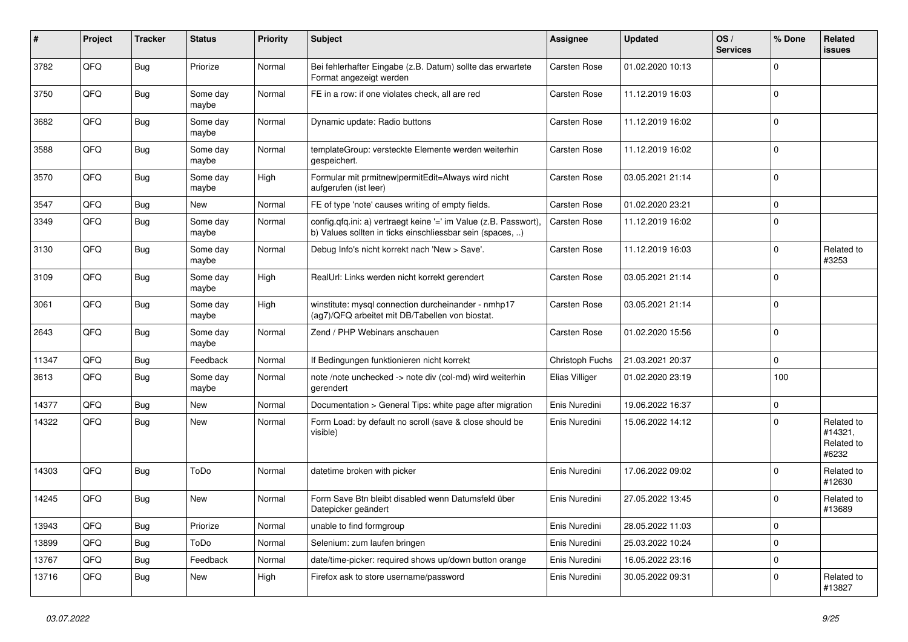| # | Project | Tracker | Status | Priority | Subject | Assignee | Updated | OS / Services | % Done | Related issues |
|---|---|---|---|---|---|---|---|---|---|---|
| 3782 | QFQ | Bug | Priorize | Normal | Bei fehlerhafter Eingabe (z.B. Datum) sollte das erwartete Format angezeigt werden | Carsten Rose | 01.02.2020 10:13 | | 0 | |
| 3750 | QFQ | Bug | Some day maybe | Normal | FE in a row: if one violates check, all are red | Carsten Rose | 11.12.2019 16:03 | | 0 | |
| 3682 | QFQ | Bug | Some day maybe | Normal | Dynamic update: Radio buttons | Carsten Rose | 11.12.2019 16:02 | | 0 | |
| 3588 | QFQ | Bug | Some day maybe | Normal | templateGroup: versteckte Elemente werden weiterhin gespeichert. | Carsten Rose | 11.12.2019 16:02 | | 0 | |
| 3570 | QFQ | Bug | Some day maybe | High | Formular mit prmitnew\|permitEdit=Always wird nicht aufgerufen (ist leer) | Carsten Rose | 03.05.2021 21:14 | | 0 | |
| 3547 | QFQ | Bug | New | Normal | FE of type 'note' causes writing of empty fields. | Carsten Rose | 01.02.2020 23:21 | | 0 | |
| 3349 | QFQ | Bug | Some day maybe | Normal | config.qfq.ini: a) vertraegt keine '=' im Value (z.B. Passwort), b) Values sollten in ticks einschliessbar sein (spaces, ..) | Carsten Rose | 11.12.2019 16:02 | | 0 | |
| 3130 | QFQ | Bug | Some day maybe | Normal | Debug Info's nicht korrekt nach 'New > Save'. | Carsten Rose | 11.12.2019 16:03 | | 0 | Related to #3253 |
| 3109 | QFQ | Bug | Some day maybe | High | RealUrl: Links werden nicht korrekt gerendert | Carsten Rose | 03.05.2021 21:14 | | 0 | |
| 3061 | QFQ | Bug | Some day maybe | High | winstitute: mysql connection durcheinander - nmhp17 (ag7)/QFQ arbeitet mit DB/Tabellen von biostat. | Carsten Rose | 03.05.2021 21:14 | | 0 | |
| 2643 | QFQ | Bug | Some day maybe | Normal | Zend / PHP Webinars anschauen | Carsten Rose | 01.02.2020 15:56 | | 0 | |
| 11347 | QFQ | Bug | Feedback | Normal | If Bedingungen funktionieren nicht korrekt | Christoph Fuchs | 21.03.2021 20:37 | | 0 | |
| 3613 | QFQ | Bug | Some day maybe | Normal | note /note unchecked -> note div (col-md) wird weiterhin gerendert | Elias Villiger | 01.02.2020 23:19 | | 100 | |
| 14377 | QFQ | Bug | New | Normal | Documentation > General Tips: white page after migration | Enis Nuredini | 19.06.2022 16:37 | | 0 | |
| 14322 | QFQ | Bug | New | Normal | Form Load: by default no scroll (save & close should be visible) | Enis Nuredini | 15.06.2022 14:12 | | 0 | Related to #14321, Related to #6232 |
| 14303 | QFQ | Bug | ToDo | Normal | datetime broken with picker | Enis Nuredini | 17.06.2022 09:02 | | 0 | Related to #12630 |
| 14245 | QFQ | Bug | New | Normal | Form Save Btn bleibt disabled wenn Datumsfeld über Datepicker geändert | Enis Nuredini | 27.05.2022 13:45 | | 0 | Related to #13689 |
| 13943 | QFQ | Bug | Priorize | Normal | unable to find formgroup | Enis Nuredini | 28.05.2022 11:03 | | 0 | |
| 13899 | QFQ | Bug | ToDo | Normal | Selenium: zum laufen bringen | Enis Nuredini | 25.03.2022 10:24 | | 0 | |
| 13767 | QFQ | Bug | Feedback | Normal | date/time-picker: required shows up/down button orange | Enis Nuredini | 16.05.2022 23:16 | | 0 | |
| 13716 | QFQ | Bug | New | High | Firefox ask to store username/password | Enis Nuredini | 30.05.2022 09:31 | | 0 | Related to #13827 |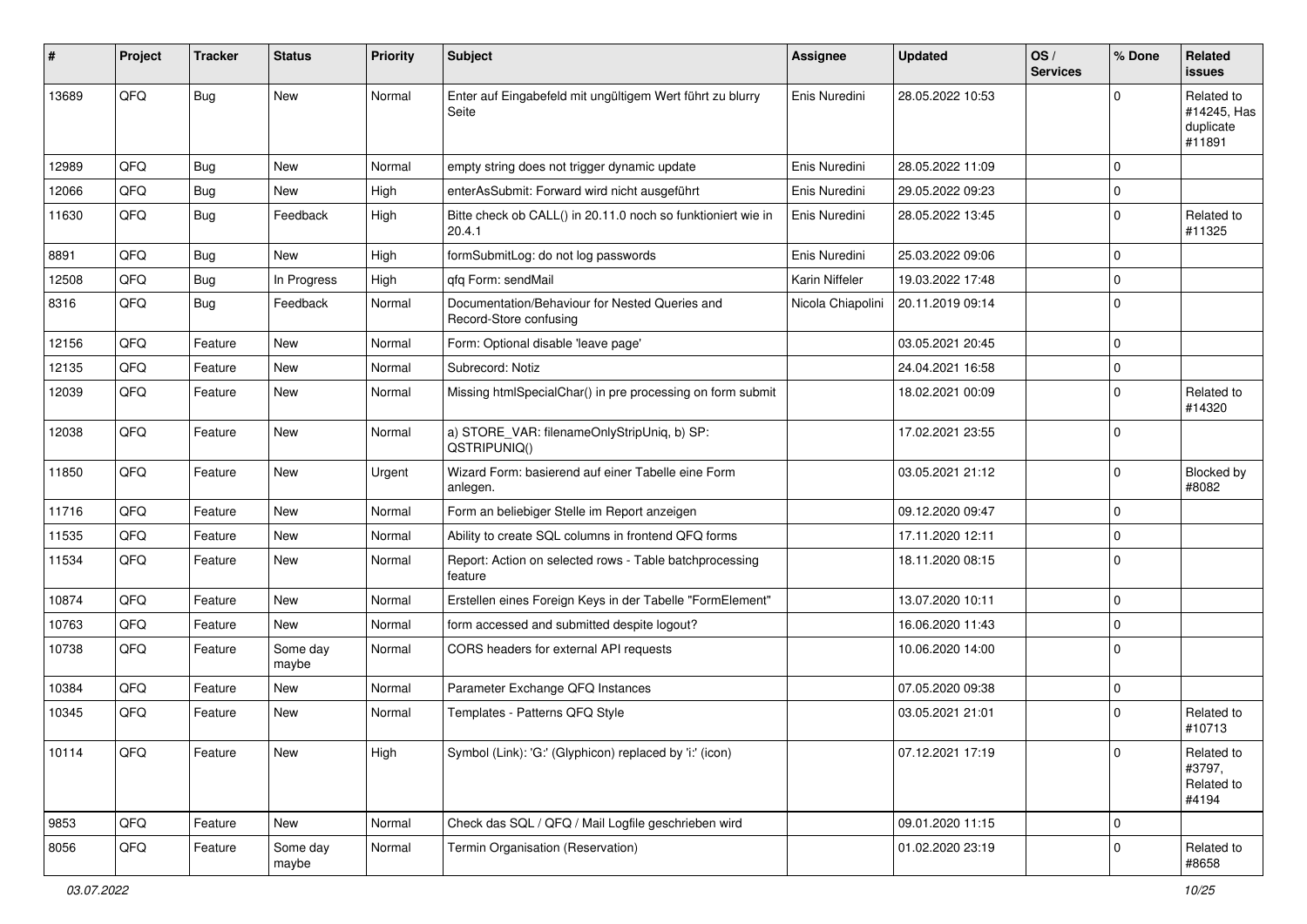| # | Project | Tracker | Status | Priority | Subject | Assignee | Updated | OS / Services | % Done | Related issues |
|---|---|---|---|---|---|---|---|---|---|---|
| 13689 | QFQ | Bug | New | Normal | Enter auf Eingabefeld mit ungültigem Wert führt zu blurry Seite | Enis Nuredini | 28.05.2022 10:53 | | 0 | Related to #14245, Has duplicate #11891 |
| 12989 | QFQ | Bug | New | Normal | empty string does not trigger dynamic update | Enis Nuredini | 28.05.2022 11:09 | | 0 | |
| 12066 | QFQ | Bug | New | High | enterAsSubmit: Forward wird nicht ausgeführt | Enis Nuredini | 29.05.2022 09:23 | | 0 | |
| 11630 | QFQ | Bug | Feedback | High | Bitte check ob CALL() in 20.11.0 noch so funktioniert wie in 20.4.1 | Enis Nuredini | 28.05.2022 13:45 | | 0 | Related to #11325 |
| 8891 | QFQ | Bug | New | High | formSubmitLog: do not log passwords | Enis Nuredini | 25.03.2022 09:06 | | 0 | |
| 12508 | QFQ | Bug | In Progress | High | qfq Form: sendMail | Karin Niffeler | 19.03.2022 17:48 | | 0 | |
| 8316 | QFQ | Bug | Feedback | Normal | Documentation/Behaviour for Nested Queries and Record-Store confusing | Nicola Chiapolini | 20.11.2019 09:14 | | 0 | |
| 12156 | QFQ | Feature | New | Normal | Form: Optional disable 'leave page' | | 03.05.2021 20:45 | | 0 | |
| 12135 | QFQ | Feature | New | Normal | Subrecord: Notiz | | 24.04.2021 16:58 | | 0 | |
| 12039 | QFQ | Feature | New | Normal | Missing htmlSpecialChar() in pre processing on form submit | | 18.02.2021 00:09 | | 0 | Related to #14320 |
| 12038 | QFQ | Feature | New | Normal | a) STORE_VAR: filenameOnlyStripUniq, b) SP: QSTRIPUNIQ() | | 17.02.2021 23:55 | | 0 | |
| 11850 | QFQ | Feature | New | Urgent | Wizard Form: basierend auf einer Tabelle eine Form anlegen. | | 03.05.2021 21:12 | | 0 | Blocked by #8082 |
| 11716 | QFQ | Feature | New | Normal | Form an beliebiger Stelle im Report anzeigen | | 09.12.2020 09:47 | | 0 | |
| 11535 | QFQ | Feature | New | Normal | Ability to create SQL columns in frontend QFQ forms | | 17.11.2020 12:11 | | 0 | |
| 11534 | QFQ | Feature | New | Normal | Report: Action on selected rows - Table batchprocessing feature | | 18.11.2020 08:15 | | 0 | |
| 10874 | QFQ | Feature | New | Normal | Erstellen eines Foreign Keys in der Tabelle "FormElement" | | 13.07.2020 10:11 | | 0 | |
| 10763 | QFQ | Feature | New | Normal | form accessed and submitted despite logout? | | 16.06.2020 11:43 | | 0 | |
| 10738 | QFQ | Feature | Some day maybe | Normal | CORS headers for external API requests | | 10.06.2020 14:00 | | 0 | |
| 10384 | QFQ | Feature | New | Normal | Parameter Exchange QFQ Instances | | 07.05.2020 09:38 | | 0 | |
| 10345 | QFQ | Feature | New | Normal | Templates - Patterns QFQ Style | | 03.05.2021 21:01 | | 0 | Related to #10713 |
| 10114 | QFQ | Feature | New | High | Symbol (Link): 'G:' (Glyphicon) replaced by 'i:' (icon) | | 07.12.2021 17:19 | | 0 | Related to #3797, Related to #4194 |
| 9853 | QFQ | Feature | New | Normal | Check das SQL / QFQ / Mail Logfile geschrieben wird | | 09.01.2020 11:15 | | 0 | |
| 8056 | QFQ | Feature | Some day maybe | Normal | Termin Organisation (Reservation) | | 01.02.2020 23:19 | | 0 | Related to #8658 |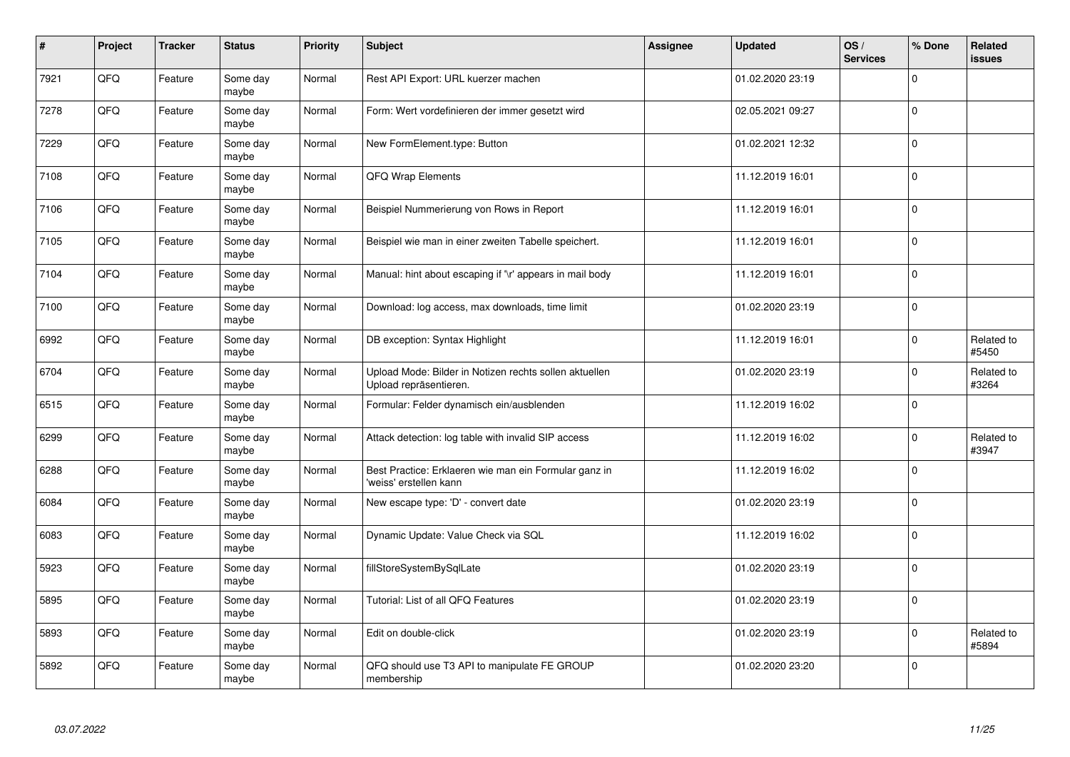| # | Project | Tracker | Status | Priority | Subject | Assignee | Updated | OS / Services | % Done | Related issues |
|---|---|---|---|---|---|---|---|---|---|---|
| 7921 | QFQ | Feature | Some day maybe | Normal | Rest API Export: URL kuerzer machen | | 01.02.2020 23:19 | | 0 | |
| 7278 | QFQ | Feature | Some day maybe | Normal | Form: Wert vordefinieren der immer gesetzt wird | | 02.05.2021 09:27 | | 0 | |
| 7229 | QFQ | Feature | Some day maybe | Normal | New FormElement.type: Button | | 01.02.2021 12:32 | | 0 | |
| 7108 | QFQ | Feature | Some day maybe | Normal | QFQ Wrap Elements | | 11.12.2019 16:01 | | 0 | |
| 7106 | QFQ | Feature | Some day maybe | Normal | Beispiel Nummerierung von Rows in Report | | 11.12.2019 16:01 | | 0 | |
| 7105 | QFQ | Feature | Some day maybe | Normal | Beispiel wie man in einer zweiten Tabelle speichert. | | 11.12.2019 16:01 | | 0 | |
| 7104 | QFQ | Feature | Some day maybe | Normal | Manual: hint about escaping if '\r' appears in mail body | | 11.12.2019 16:01 | | 0 | |
| 7100 | QFQ | Feature | Some day maybe | Normal | Download: log access, max downloads, time limit | | 01.02.2020 23:19 | | 0 | |
| 6992 | QFQ | Feature | Some day maybe | Normal | DB exception: Syntax Highlight | | 11.12.2019 16:01 | | 0 | Related to #5450 |
| 6704 | QFQ | Feature | Some day maybe | Normal | Upload Mode: Bilder in Notizen rechts sollen aktuellen Upload repräsentieren. | | 01.02.2020 23:19 | | 0 | Related to #3264 |
| 6515 | QFQ | Feature | Some day maybe | Normal | Formular: Felder dynamisch ein/ausblenden | | 11.12.2019 16:02 | | 0 | |
| 6299 | QFQ | Feature | Some day maybe | Normal | Attack detection: log table with invalid SIP access | | 11.12.2019 16:02 | | 0 | Related to #3947 |
| 6288 | QFQ | Feature | Some day maybe | Normal | Best Practice: Erklaeren wie man ein Formular ganz in 'weiss' erstellen kann | | 11.12.2019 16:02 | | 0 | |
| 6084 | QFQ | Feature | Some day maybe | Normal | New escape type: 'D' - convert date | | 01.02.2020 23:19 | | 0 | |
| 6083 | QFQ | Feature | Some day maybe | Normal | Dynamic Update: Value Check via SQL | | 11.12.2019 16:02 | | 0 | |
| 5923 | QFQ | Feature | Some day maybe | Normal | fillStoreSystemBySqlLate | | 01.02.2020 23:19 | | 0 | |
| 5895 | QFQ | Feature | Some day maybe | Normal | Tutorial: List of all QFQ Features | | 01.02.2020 23:19 | | 0 | |
| 5893 | QFQ | Feature | Some day maybe | Normal | Edit on double-click | | 01.02.2020 23:19 | | 0 | Related to #5894 |
| 5892 | QFQ | Feature | Some day maybe | Normal | QFQ should use T3 API to manipulate FE GROUP membership | | 01.02.2020 23:20 | | 0 | |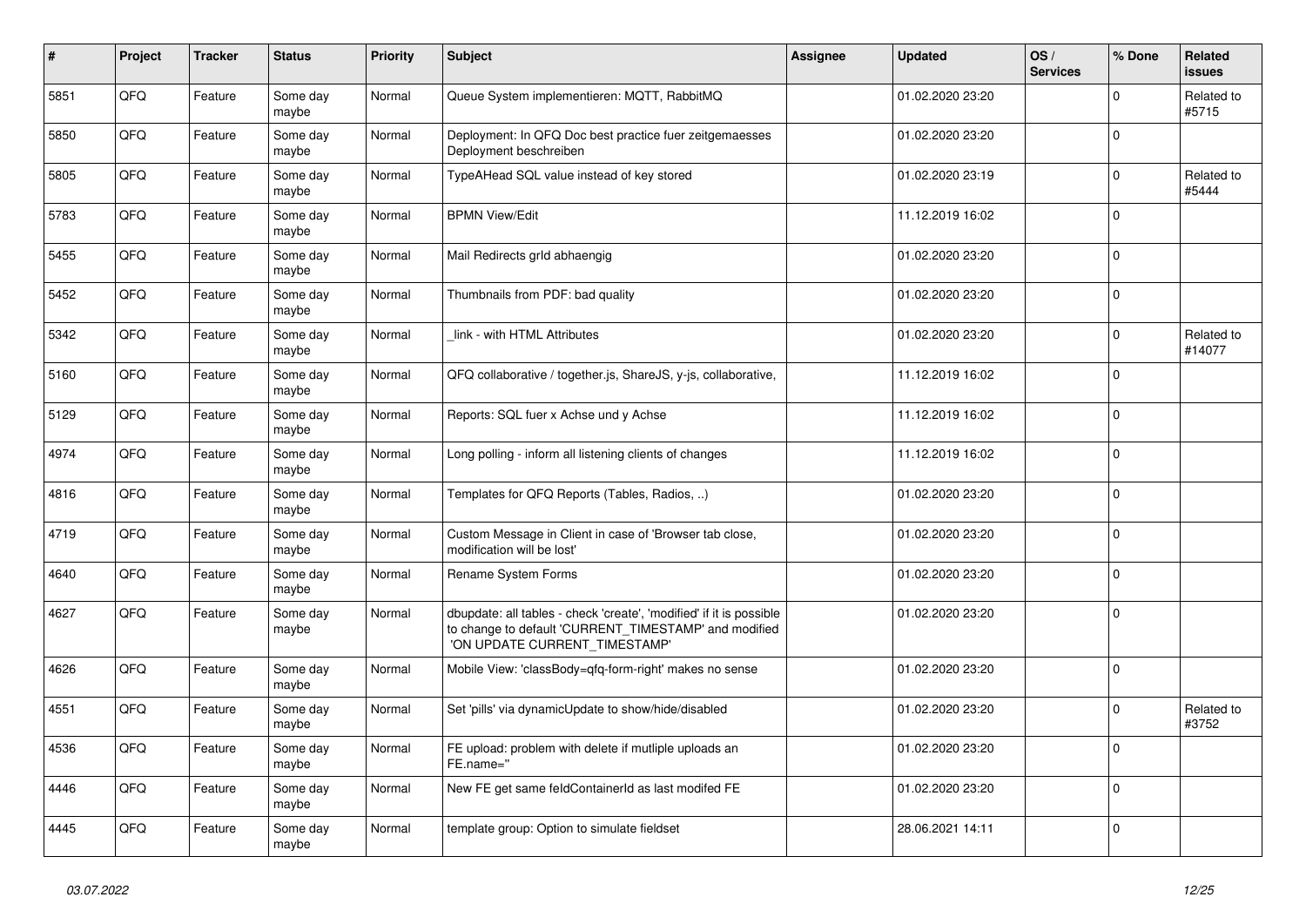| # | Project | Tracker | Status | Priority | Subject | Assignee | Updated | OS / Services | % Done | Related issues |
|---|---|---|---|---|---|---|---|---|---|---|
| 5851 | QFQ | Feature | Some day maybe | Normal | Queue System implementieren: MQTT, RabbitMQ | | 01.02.2020 23:20 | | 0 | Related to #5715 |
| 5850 | QFQ | Feature | Some day maybe | Normal | Deployment: In QFQ Doc best practice fuer zeitgemaesses Deployment beschreiben | | 01.02.2020 23:20 | | 0 | |
| 5805 | QFQ | Feature | Some day maybe | Normal | TypeAHead SQL value instead of key stored | | 01.02.2020 23:19 | | 0 | Related to #5444 |
| 5783 | QFQ | Feature | Some day maybe | Normal | BPMN View/Edit | | 11.12.2019 16:02 | | 0 | |
| 5455 | QFQ | Feature | Some day maybe | Normal | Mail Redirects grId abhaengig | | 01.02.2020 23:20 | | 0 | |
| 5452 | QFQ | Feature | Some day maybe | Normal | Thumbnails from PDF: bad quality | | 01.02.2020 23:20 | | 0 | |
| 5342 | QFQ | Feature | Some day maybe | Normal | _link - with HTML Attributes | | 01.02.2020 23:20 | | 0 | Related to #14077 |
| 5160 | QFQ | Feature | Some day maybe | Normal | QFQ collaborative / together.js, ShareJS, y-js, collaborative, | | 11.12.2019 16:02 | | 0 | |
| 5129 | QFQ | Feature | Some day maybe | Normal | Reports: SQL fuer x Achse und y Achse | | 11.12.2019 16:02 | | 0 | |
| 4974 | QFQ | Feature | Some day maybe | Normal | Long polling - inform all listening clients of changes | | 11.12.2019 16:02 | | 0 | |
| 4816 | QFQ | Feature | Some day maybe | Normal | Templates for QFQ Reports (Tables, Radios, ..) | | 01.02.2020 23:20 | | 0 | |
| 4719 | QFQ | Feature | Some day maybe | Normal | Custom Message in Client in case of 'Browser tab close, modification will be lost' | | 01.02.2020 23:20 | | 0 | |
| 4640 | QFQ | Feature | Some day maybe | Normal | Rename System Forms | | 01.02.2020 23:20 | | 0 | |
| 4627 | QFQ | Feature | Some day maybe | Normal | dbupdate: all tables - check 'create', 'modified' if it is possible to change to default 'CURRENT_TIMESTAMP' and modified 'ON UPDATE CURRENT_TIMESTAMP' | | 01.02.2020 23:20 | | 0 | |
| 4626 | QFQ | Feature | Some day maybe | Normal | Mobile View: 'classBody=qfq-form-right' makes no sense | | 01.02.2020 23:20 | | 0 | |
| 4551 | QFQ | Feature | Some day maybe | Normal | Set 'pills' via dynamicUpdate to show/hide/disabled | | 01.02.2020 23:20 | | 0 | Related to #3752 |
| 4536 | QFQ | Feature | Some day maybe | Normal | FE upload: problem with delete if mutliple uploads an FE.name='' | | 01.02.2020 23:20 | | 0 | |
| 4446 | QFQ | Feature | Some day maybe | Normal | New FE get same feldContainerId as last modifed FE | | 01.02.2020 23:20 | | 0 | |
| 4445 | QFQ | Feature | Some day maybe | Normal | template group: Option to simulate fieldset | | 28.06.2021 14:11 | | 0 | |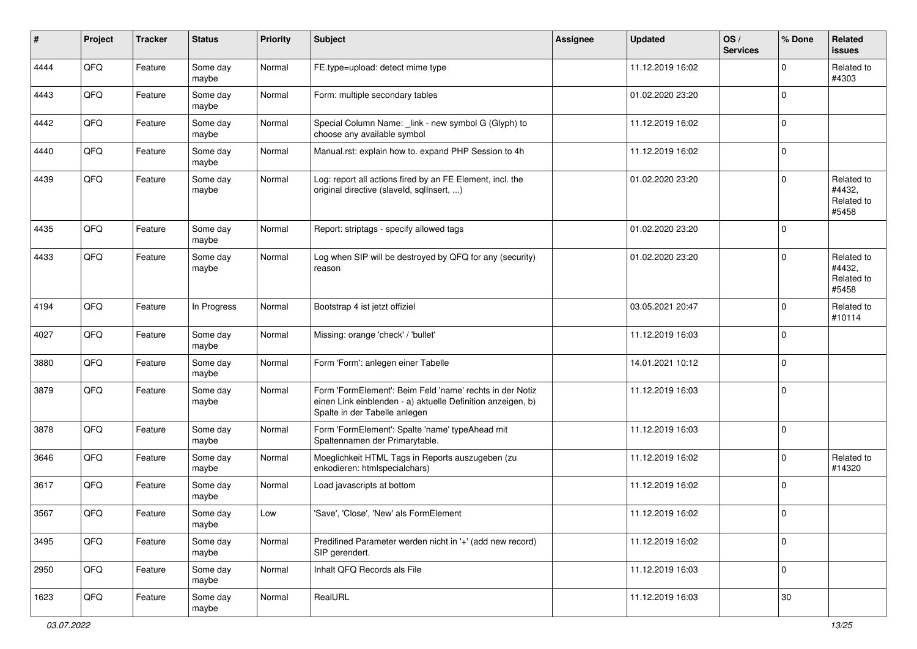| # | Project | Tracker | Status | Priority | Subject | Assignee | Updated | OS / Services | % Done | Related issues |
|---|---|---|---|---|---|---|---|---|---|---|
| 4444 | QFQ | Feature | Some day maybe | Normal | FE.type=upload: detect mime type | | 11.12.2019 16:02 | | 0 | Related to #4303 |
| 4443 | QFQ | Feature | Some day maybe | Normal | Form: multiple secondary tables | | 01.02.2020 23:20 | | 0 | |
| 4442 | QFQ | Feature | Some day maybe | Normal | Special Column Name: _link - new symbol G (Glyph) to choose any available symbol | | 11.12.2019 16:02 | | 0 | |
| 4440 | QFQ | Feature | Some day maybe | Normal | Manual.rst: explain how to. expand PHP Session to 4h | | 11.12.2019 16:02 | | 0 | |
| 4439 | QFQ | Feature | Some day maybe | Normal | Log: report all actions fired by an FE Element, incl. the original directive (slaveId, sqlInsert, ...) | | 01.02.2020 23:20 | | 0 | Related to #4432, Related to #5458 |
| 4435 | QFQ | Feature | Some day maybe | Normal | Report: striptags - specify allowed tags | | 01.02.2020 23:20 | | 0 | |
| 4433 | QFQ | Feature | Some day maybe | Normal | Log when SIP will be destroyed by QFQ for any (security) reason | | 01.02.2020 23:20 | | 0 | Related to #4432, Related to #5458 |
| 4194 | QFQ | Feature | In Progress | Normal | Bootstrap 4 ist jetzt offiziel | | 03.05.2021 20:47 | | 0 | Related to #10114 |
| 4027 | QFQ | Feature | Some day maybe | Normal | Missing: orange 'check' / 'bullet' | | 11.12.2019 16:03 | | 0 | |
| 3880 | QFQ | Feature | Some day maybe | Normal | Form 'Form': anlegen einer Tabelle | | 14.01.2021 10:12 | | 0 | |
| 3879 | QFQ | Feature | Some day maybe | Normal | Form 'FormElement': Beim Feld 'name' rechts in der Notiz einen Link einblenden - a) aktuelle Definition anzeigen, b) Spalte in der Tabelle anlegen | | 11.12.2019 16:03 | | 0 | |
| 3878 | QFQ | Feature | Some day maybe | Normal | Form 'FormElement': Spalte 'name' typeAhead mit Spaltennamen der Primarytable. | | 11.12.2019 16:03 | | 0 | |
| 3646 | QFQ | Feature | Some day maybe | Normal | Moeglichkeit HTML Tags in Reports auszugeben (zu enkodieren: htmlspecialchars) | | 11.12.2019 16:02 | | 0 | Related to #14320 |
| 3617 | QFQ | Feature | Some day maybe | Normal | Load javascripts at bottom | | 11.12.2019 16:02 | | 0 | |
| 3567 | QFQ | Feature | Some day maybe | Low | 'Save', 'Close', 'New' als FormElement | | 11.12.2019 16:02 | | 0 | |
| 3495 | QFQ | Feature | Some day maybe | Normal | Predifined Parameter werden nicht in '+' (add new record) SIP gerendert. | | 11.12.2019 16:02 | | 0 | |
| 2950 | QFQ | Feature | Some day maybe | Normal | Inhalt QFQ Records als File | | 11.12.2019 16:03 | | 0 | |
| 1623 | QFQ | Feature | Some day maybe | Normal | RealURL | | 11.12.2019 16:03 | | 30 | |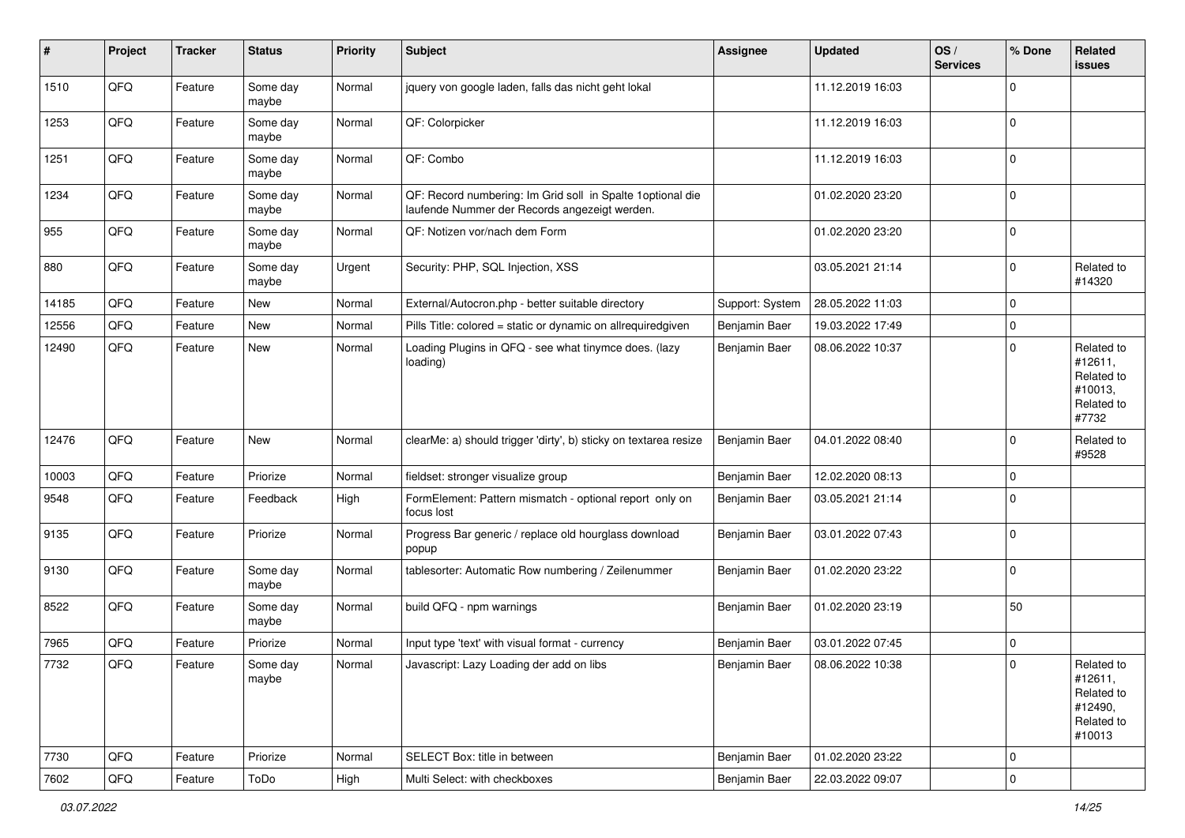| # | Project | Tracker | Status | Priority | Subject | Assignee | Updated | OS / Services | % Done | Related issues |
|---|---|---|---|---|---|---|---|---|---|---|
| 1510 | QFQ | Feature | Some day maybe | Normal | jquery von google laden, falls das nicht geht lokal | | 11.12.2019 16:03 | | 0 | |
| 1253 | QFQ | Feature | Some day maybe | Normal | QF: Colorpicker | | 11.12.2019 16:03 | | 0 | |
| 1251 | QFQ | Feature | Some day maybe | Normal | QF: Combo | | 11.12.2019 16:03 | | 0 | |
| 1234 | QFQ | Feature | Some day maybe | Normal | QF: Record numbering: Im Grid soll in Spalte 1optional die laufende Nummer der Records angezeigt werden. | | 01.02.2020 23:20 | | 0 | |
| 955 | QFQ | Feature | Some day maybe | Normal | QF: Notizen vor/nach dem Form | | 01.02.2020 23:20 | | 0 | |
| 880 | QFQ | Feature | Some day maybe | Urgent | Security: PHP, SQL Injection, XSS | | 03.05.2021 21:14 | | 0 | Related to #14320 |
| 14185 | QFQ | Feature | New | Normal | External/Autocron.php - better suitable directory | Support: System | 28.05.2022 11:03 | | 0 | |
| 12556 | QFQ | Feature | New | Normal | Pills Title: colored = static or dynamic on allrequiredgiven | Benjamin Baer | 19.03.2022 17:49 | | 0 | |
| 12490 | QFQ | Feature | New | Normal | Loading Plugins in QFQ - see what tinymce does. (lazy loading) | Benjamin Baer | 08.06.2022 10:37 | | 0 | Related to #12611, Related to #10013, Related to #7732 |
| 12476 | QFQ | Feature | New | Normal | clearMe: a) should trigger 'dirty', b) sticky on textarea resize | Benjamin Baer | 04.01.2022 08:40 | | 0 | Related to #9528 |
| 10003 | QFQ | Feature | Priorize | Normal | fieldset: stronger visualize group | Benjamin Baer | 12.02.2020 08:13 | | 0 | |
| 9548 | QFQ | Feature | Feedback | High | FormElement: Pattern mismatch - optional report only on focus lost | Benjamin Baer | 03.05.2021 21:14 | | 0 | |
| 9135 | QFQ | Feature | Priorize | Normal | Progress Bar generic / replace old hourglass download popup | Benjamin Baer | 03.01.2022 07:43 | | 0 | |
| 9130 | QFQ | Feature | Some day maybe | Normal | tablesorter: Automatic Row numbering / Zeilenummer | Benjamin Baer | 01.02.2020 23:22 | | 0 | |
| 8522 | QFQ | Feature | Some day maybe | Normal | build QFQ - npm warnings | Benjamin Baer | 01.02.2020 23:19 | | 50 | |
| 7965 | QFQ | Feature | Priorize | Normal | Input type 'text' with visual format - currency | Benjamin Baer | 03.01.2022 07:45 | | 0 | |
| 7732 | QFQ | Feature | Some day maybe | Normal | Javascript: Lazy Loading der add on libs | Benjamin Baer | 08.06.2022 10:38 | | 0 | Related to #12611, Related to #12490, Related to #10013 |
| 7730 | QFQ | Feature | Priorize | Normal | SELECT Box: title in between | Benjamin Baer | 01.02.2020 23:22 | | 0 | |
| 7602 | QFQ | Feature | ToDo | High | Multi Select: with checkboxes | Benjamin Baer | 22.03.2022 09:07 | | 0 | |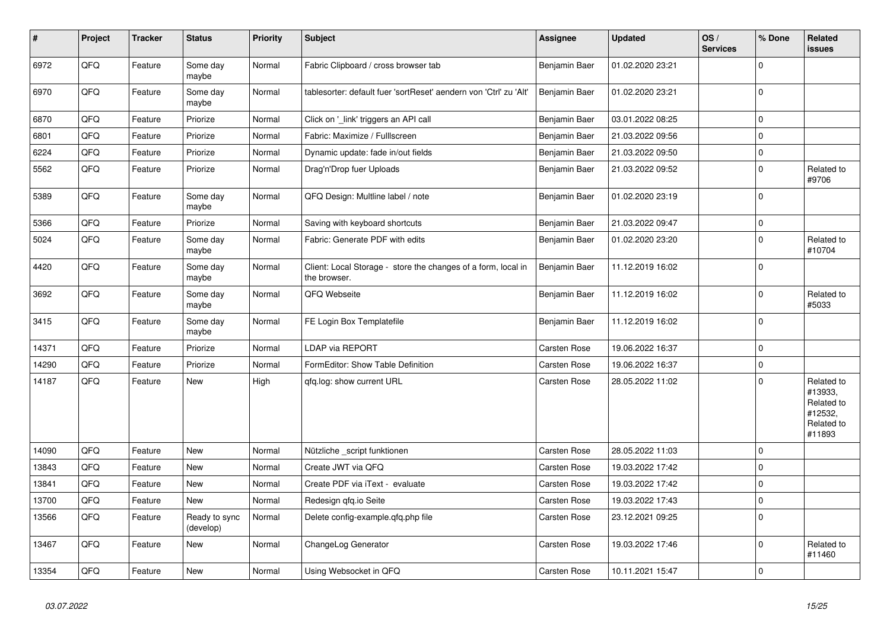| # | Project | Tracker | Status | Priority | Subject | Assignee | Updated | OS / Services | % Done | Related issues |
|---|---|---|---|---|---|---|---|---|---|---|
| 6972 | QFQ | Feature | Some day maybe | Normal | Fabric Clipboard / cross browser tab | Benjamin Baer | 01.02.2020 23:21 | | 0 | |
| 6970 | QFQ | Feature | Some day maybe | Normal | tablesorter: default fuer 'sortReset' aendern von 'Ctrl' zu 'Alt' | Benjamin Baer | 01.02.2020 23:21 | | 0 | |
| 6870 | QFQ | Feature | Priorize | Normal | Click on '_link' triggers an API call | Benjamin Baer | 03.01.2022 08:25 | | 0 | |
| 6801 | QFQ | Feature | Priorize | Normal | Fabric: Maximize / Fulllscreen | Benjamin Baer | 21.03.2022 09:56 | | 0 | |
| 6224 | QFQ | Feature | Priorize | Normal | Dynamic update: fade in/out fields | Benjamin Baer | 21.03.2022 09:50 | | 0 | |
| 5562 | QFQ | Feature | Priorize | Normal | Drag'n'Drop fuer Uploads | Benjamin Baer | 21.03.2022 09:52 | | 0 | Related to #9706 |
| 5389 | QFQ | Feature | Some day maybe | Normal | QFQ Design: Multline label / note | Benjamin Baer | 01.02.2020 23:19 | | 0 | |
| 5366 | QFQ | Feature | Priorize | Normal | Saving with keyboard shortcuts | Benjamin Baer | 21.03.2022 09:47 | | 0 | |
| 5024 | QFQ | Feature | Some day maybe | Normal | Fabric: Generate PDF with edits | Benjamin Baer | 01.02.2020 23:20 | | 0 | Related to #10704 |
| 4420 | QFQ | Feature | Some day maybe | Normal | Client: Local Storage - store the changes of a form, local in the browser. | Benjamin Baer | 11.12.2019 16:02 | | 0 | |
| 3692 | QFQ | Feature | Some day maybe | Normal | QFQ Webseite | Benjamin Baer | 11.12.2019 16:02 | | 0 | Related to #5033 |
| 3415 | QFQ | Feature | Some day maybe | Normal | FE Login Box Templatefile | Benjamin Baer | 11.12.2019 16:02 | | 0 | |
| 14371 | QFQ | Feature | Priorize | Normal | LDAP via REPORT | Carsten Rose | 19.06.2022 16:37 | | 0 | |
| 14290 | QFQ | Feature | Priorize | Normal | FormEditor: Show Table Definition | Carsten Rose | 19.06.2022 16:37 | | 0 | |
| 14187 | QFQ | Feature | New | High | qfq.log: show current URL | Carsten Rose | 28.05.2022 11:02 | | 0 | Related to #13933, Related to #12532, Related to #11893 |
| 14090 | QFQ | Feature | New | Normal | Nützliche _script funktionen | Carsten Rose | 28.05.2022 11:03 | | 0 | |
| 13843 | QFQ | Feature | New | Normal | Create JWT via QFQ | Carsten Rose | 19.03.2022 17:42 | | 0 | |
| 13841 | QFQ | Feature | New | Normal | Create PDF via iText - evaluate | Carsten Rose | 19.03.2022 17:42 | | 0 | |
| 13700 | QFQ | Feature | New | Normal | Redesign qfq.io Seite | Carsten Rose | 19.03.2022 17:43 | | 0 | |
| 13566 | QFQ | Feature | Ready to sync (develop) | Normal | Delete config-example.qfq.php file | Carsten Rose | 23.12.2021 09:25 | | 0 | |
| 13467 | QFQ | Feature | New | Normal | ChangeLog Generator | Carsten Rose | 19.03.2022 17:46 | | 0 | Related to #11460 |
| 13354 | QFQ | Feature | New | Normal | Using Websocket in QFQ | Carsten Rose | 10.11.2021 15:47 | | 0 | |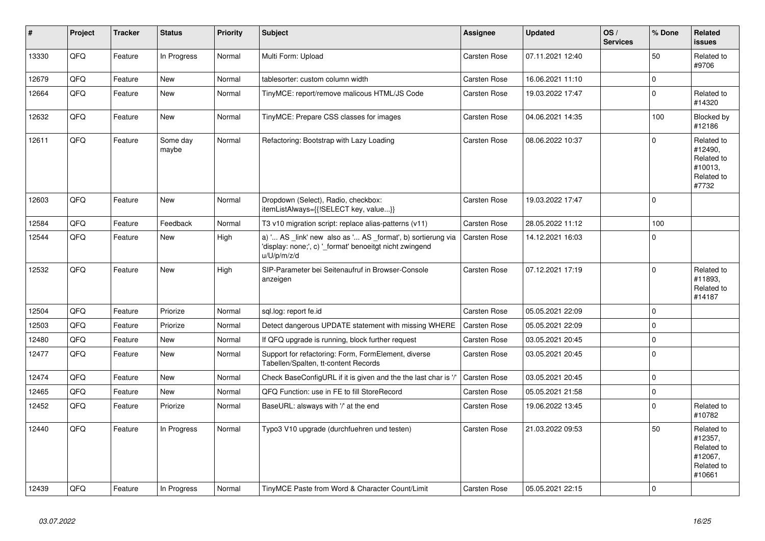| # | Project | Tracker | Status | Priority | Subject | Assignee | Updated | OS / Services | % Done | Related issues |
|---|---|---|---|---|---|---|---|---|---|---|
| 13330 | QFQ | Feature | In Progress | Normal | Multi Form: Upload | Carsten Rose | 07.11.2021 12:40 | | 50 | Related to #9706 |
| 12679 | QFQ | Feature | New | Normal | tablesorter: custom column width | Carsten Rose | 16.06.2021 11:10 | | 0 | |
| 12664 | QFQ | Feature | New | Normal | TinyMCE: report/remove malicous HTML/JS Code | Carsten Rose | 19.03.2022 17:47 | | 0 | Related to #14320 |
| 12632 | QFQ | Feature | New | Normal | TinyMCE: Prepare CSS classes for images | Carsten Rose | 04.06.2021 14:35 | | 100 | Blocked by #12186 |
| 12611 | QFQ | Feature | Some day maybe | Normal | Refactoring: Bootstrap with Lazy Loading | Carsten Rose | 08.06.2022 10:37 | | 0 | Related to #12490, Related to #10013, Related to #7732 |
| 12603 | QFQ | Feature | New | Normal | Dropdown (Select), Radio, checkbox: itemListAlways={{!SELECT key, value...}} | Carsten Rose | 19.03.2022 17:47 | | 0 | |
| 12584 | QFQ | Feature | Feedback | Normal | T3 v10 migration script: replace alias-patterns (v11) | Carsten Rose | 28.05.2022 11:12 | | 100 | |
| 12544 | QFQ | Feature | New | High | a) '... AS _link' new also as '... AS _format', b) sortierung via 'display: none;', c) '_format' benoeitgt nicht zwingend u/U/p/m/z/d | Carsten Rose | 14.12.2021 16:03 | | 0 | |
| 12532 | QFQ | Feature | New | High | SIP-Parameter bei Seitenaufruf in Browser-Console anzeigen | Carsten Rose | 07.12.2021 17:19 | | 0 | Related to #11893, Related to #14187 |
| 12504 | QFQ | Feature | Priorize | Normal | sql.log: report fe.id | Carsten Rose | 05.05.2021 22:09 | | 0 | |
| 12503 | QFQ | Feature | Priorize | Normal | Detect dangerous UPDATE statement with missing WHERE | Carsten Rose | 05.05.2021 22:09 | | 0 | |
| 12480 | QFQ | Feature | New | Normal | If QFQ upgrade is running, block further request | Carsten Rose | 03.05.2021 20:45 | | 0 | |
| 12477 | QFQ | Feature | New | Normal | Support for refactoring: Form, FormElement, diverse Tabellen/Spalten, tt-content Records | Carsten Rose | 03.05.2021 20:45 | | 0 | |
| 12474 | QFQ | Feature | New | Normal | Check BaseConfigURL if it is given and the the last char is '/' | Carsten Rose | 03.05.2021 20:45 | | 0 | |
| 12465 | QFQ | Feature | New | Normal | QFQ Function: use in FE to fill StoreRecord | Carsten Rose | 05.05.2021 21:58 | | 0 | |
| 12452 | QFQ | Feature | Priorize | Normal | BaseURL: alsways with '/' at the end | Carsten Rose | 19.06.2022 13:45 | | 0 | Related to #10782 |
| 12440 | QFQ | Feature | In Progress | Normal | Typo3 V10 upgrade (durchfuehren und testen) | Carsten Rose | 21.03.2022 09:53 | | 50 | Related to #12357, Related to #12067, Related to #10661 |
| 12439 | QFQ | Feature | In Progress | Normal | TinyMCE Paste from Word & Character Count/Limit | Carsten Rose | 05.05.2021 22:15 | | 0 | |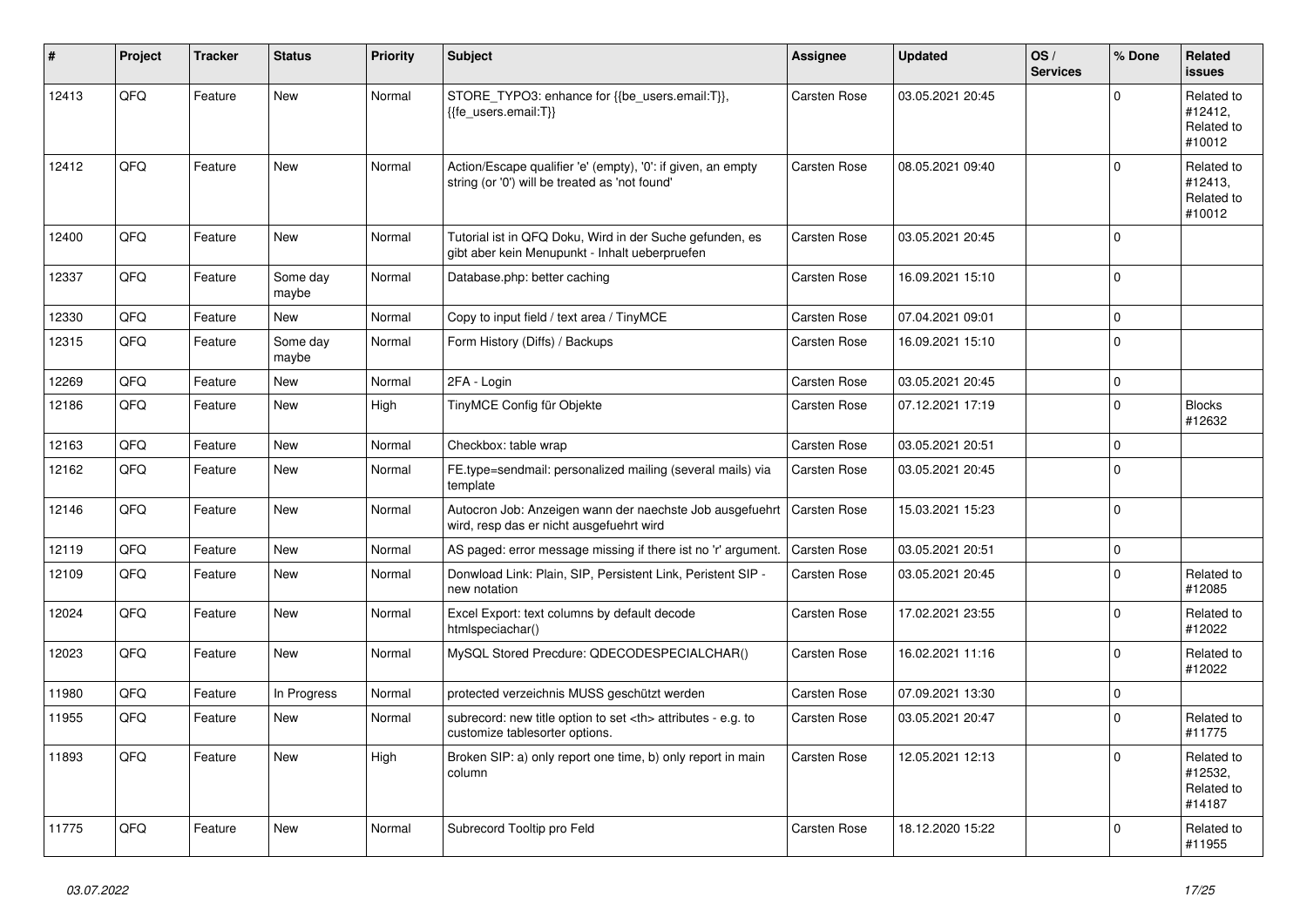| # | Project | Tracker | Status | Priority | Subject | Assignee | Updated | OS / Services | % Done | Related issues |
|---|---|---|---|---|---|---|---|---|---|---|
| 12413 | QFQ | Feature | New | Normal | STORE_TYPO3: enhance for {{be_users.email:T}}, {{fe_users.email:T}} | Carsten Rose | 03.05.2021 20:45 | | 0 | Related to #12412, Related to #10012 |
| 12412 | QFQ | Feature | New | Normal | Action/Escape qualifier 'e' (empty), '0': if given, an empty string (or '0') will be treated as 'not found' | Carsten Rose | 08.05.2021 09:40 | | 0 | Related to #12413, Related to #10012 |
| 12400 | QFQ | Feature | New | Normal | Tutorial ist in QFQ Doku, Wird in der Suche gefunden, es gibt aber kein Menupunkt - Inhalt ueberpruefen | Carsten Rose | 03.05.2021 20:45 | | 0 | |
| 12337 | QFQ | Feature | Some day maybe | Normal | Database.php: better caching | Carsten Rose | 16.09.2021 15:10 | | 0 | |
| 12330 | QFQ | Feature | New | Normal | Copy to input field / text area / TinyMCE | Carsten Rose | 07.04.2021 09:01 | | 0 | |
| 12315 | QFQ | Feature | Some day maybe | Normal | Form History (Diffs) / Backups | Carsten Rose | 16.09.2021 15:10 | | 0 | |
| 12269 | QFQ | Feature | New | Normal | 2FA - Login | Carsten Rose | 03.05.2021 20:45 | | 0 | |
| 12186 | QFQ | Feature | New | High | TinyMCE Config für Objekte | Carsten Rose | 07.12.2021 17:19 | | 0 | Blocks #12632 |
| 12163 | QFQ | Feature | New | Normal | Checkbox: table wrap | Carsten Rose | 03.05.2021 20:51 | | 0 | |
| 12162 | QFQ | Feature | New | Normal | FE.type=sendmail: personalized mailing (several mails) via template | Carsten Rose | 03.05.2021 20:45 | | 0 | |
| 12146 | QFQ | Feature | New | Normal | Autocron Job: Anzeigen wann der naechste Job ausgefuehrt wird, resp das er nicht ausgefuehrt wird | Carsten Rose | 15.03.2021 15:23 | | 0 | |
| 12119 | QFQ | Feature | New | Normal | AS paged: error message missing if there ist no 'r' argument. | Carsten Rose | 03.05.2021 20:51 | | 0 | |
| 12109 | QFQ | Feature | New | Normal | Donwload Link: Plain, SIP, Persistent Link, Peristent SIP - new notation | Carsten Rose | 03.05.2021 20:45 | | 0 | Related to #12085 |
| 12024 | QFQ | Feature | New | Normal | Excel Export: text columns by default decode htmlspeciachar() | Carsten Rose | 17.02.2021 23:55 | | 0 | Related to #12022 |
| 12023 | QFQ | Feature | New | Normal | MySQL Stored Precdure: QDECODESPECIALCHAR() | Carsten Rose | 16.02.2021 11:16 | | 0 | Related to #12022 |
| 11980 | QFQ | Feature | In Progress | Normal | protected verzeichnis MUSS geschützt werden | Carsten Rose | 07.09.2021 13:30 | | 0 | |
| 11955 | QFQ | Feature | New | Normal | subrecord: new title option to set <th> attributes - e.g. to customize tablesorter options. | Carsten Rose | 03.05.2021 20:47 | | 0 | Related to #11775 |
| 11893 | QFQ | Feature | New | High | Broken SIP: a) only report one time, b) only report in main column | Carsten Rose | 12.05.2021 12:13 | | 0 | Related to #12532, Related to #14187 |
| 11775 | QFQ | Feature | New | Normal | Subrecord Tooltip pro Feld | Carsten Rose | 18.12.2020 15:22 | | 0 | Related to #11955 |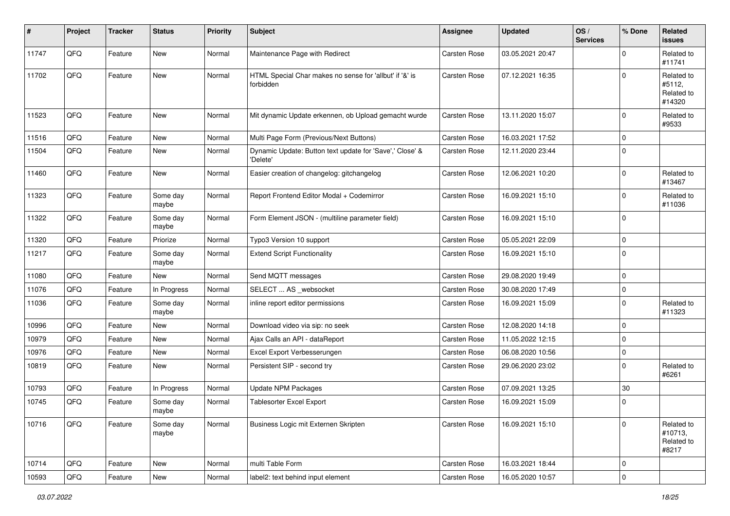| # | Project | Tracker | Status | Priority | Subject | Assignee | Updated | OS / Services | % Done | Related issues |
|---|---|---|---|---|---|---|---|---|---|---|
| 11747 | QFQ | Feature | New | Normal | Maintenance Page with Redirect | Carsten Rose | 03.05.2021 20:47 | | 0 | Related to #11741 |
| 11702 | QFQ | Feature | New | Normal | HTML Special Char makes no sense for 'allbut' if '&' is forbidden | Carsten Rose | 07.12.2021 16:35 | | 0 | Related to #5112, Related to #14320 |
| 11523 | QFQ | Feature | New | Normal | Mit dynamic Update erkennen, ob Upload gemacht wurde | Carsten Rose | 13.11.2020 15:07 | | 0 | Related to #9533 |
| 11516 | QFQ | Feature | New | Normal | Multi Page Form (Previous/Next Buttons) | Carsten Rose | 16.03.2021 17:52 | | 0 | |
| 11504 | QFQ | Feature | New | Normal | Dynamic Update: Button text update for 'Save',' Close' & 'Delete' | Carsten Rose | 12.11.2020 23:44 | | 0 | |
| 11460 | QFQ | Feature | New | Normal | Easier creation of changelog: gitchangelog | Carsten Rose | 12.06.2021 10:20 | | 0 | Related to #13467 |
| 11323 | QFQ | Feature | Some day maybe | Normal | Report Frontend Editor Modal + Codemirror | Carsten Rose | 16.09.2021 15:10 | | 0 | Related to #11036 |
| 11322 | QFQ | Feature | Some day maybe | Normal | Form Element JSON - (multiline parameter field) | Carsten Rose | 16.09.2021 15:10 | | 0 | |
| 11320 | QFQ | Feature | Priorize | Normal | Typo3 Version 10 support | Carsten Rose | 05.05.2021 22:09 | | 0 | |
| 11217 | QFQ | Feature | Some day maybe | Normal | Extend Script Functionality | Carsten Rose | 16.09.2021 15:10 | | 0 | |
| 11080 | QFQ | Feature | New | Normal | Send MQTT messages | Carsten Rose | 29.08.2020 19:49 | | 0 | |
| 11076 | QFQ | Feature | In Progress | Normal | SELECT ... AS _websocket | Carsten Rose | 30.08.2020 17:49 | | 0 | |
| 11036 | QFQ | Feature | Some day maybe | Normal | inline report editor permissions | Carsten Rose | 16.09.2021 15:09 | | 0 | Related to #11323 |
| 10996 | QFQ | Feature | New | Normal | Download video via sip: no seek | Carsten Rose | 12.08.2020 14:18 | | 0 | |
| 10979 | QFQ | Feature | New | Normal | Ajax Calls an API - dataReport | Carsten Rose | 11.05.2022 12:15 | | 0 | |
| 10976 | QFQ | Feature | New | Normal | Excel Export Verbesserungen | Carsten Rose | 06.08.2020 10:56 | | 0 | |
| 10819 | QFQ | Feature | New | Normal | Persistent SIP - second try | Carsten Rose | 29.06.2020 23:02 | | 0 | Related to #6261 |
| 10793 | QFQ | Feature | In Progress | Normal | Update NPM Packages | Carsten Rose | 07.09.2021 13:25 | | 30 | |
| 10745 | QFQ | Feature | Some day maybe | Normal | Tablesorter Excel Export | Carsten Rose | 16.09.2021 15:09 | | 0 | |
| 10716 | QFQ | Feature | Some day maybe | Normal | Business Logic mit Externen Skripten | Carsten Rose | 16.09.2021 15:10 | | 0 | Related to #10713, Related to #8217 |
| 10714 | QFQ | Feature | New | Normal | multi Table Form | Carsten Rose | 16.03.2021 18:44 | | 0 | |
| 10593 | QFQ | Feature | New | Normal | label2: text behind input element | Carsten Rose | 16.05.2020 10:57 | | 0 | |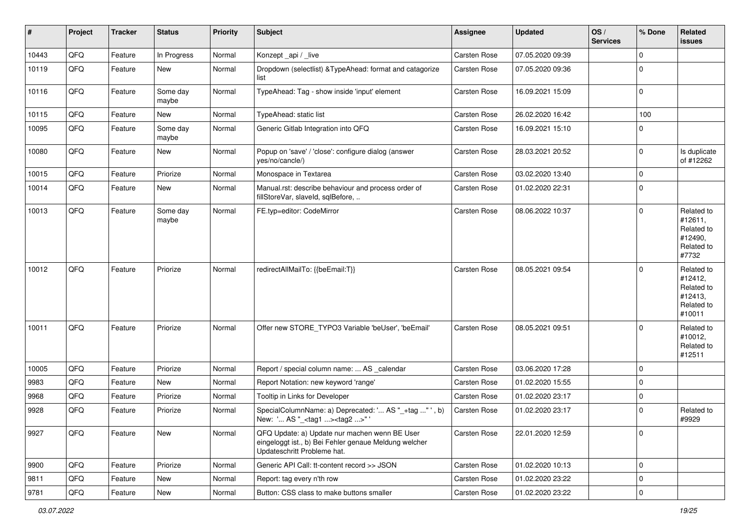| # | Project | Tracker | Status | Priority | Subject | Assignee | Updated | OS / Services | % Done | Related issues |
|---|---|---|---|---|---|---|---|---|---|---|
| 10443 | QFQ | Feature | In Progress | Normal | Konzept _api / _live | Carsten Rose | 07.05.2020 09:39 | | 0 | |
| 10119 | QFQ | Feature | New | Normal | Dropdown (selectlist) &TypeAhead: format and catagorize list | Carsten Rose | 07.05.2020 09:36 | | 0 | |
| 10116 | QFQ | Feature | Some day maybe | Normal | TypeAhead: Tag - show inside 'input' element | Carsten Rose | 16.09.2021 15:09 | | 0 | |
| 10115 | QFQ | Feature | New | Normal | TypeAhead: static list | Carsten Rose | 26.02.2020 16:42 | | 100 | |
| 10095 | QFQ | Feature | Some day maybe | Normal | Generic Gitlab Integration into QFQ | Carsten Rose | 16.09.2021 15:10 | | 0 | |
| 10080 | QFQ | Feature | New | Normal | Popup on 'save' / 'close': configure dialog (answer yes/no/cancle/) | Carsten Rose | 28.03.2021 20:52 | | 0 | Is duplicate of #12262 |
| 10015 | QFQ | Feature | Priorize | Normal | Monospace in Textarea | Carsten Rose | 03.02.2020 13:40 | | 0 | |
| 10014 | QFQ | Feature | New | Normal | Manual.rst: describe behaviour and process order of fillStoreVar, slaveId, sqlBefore, .. | Carsten Rose | 01.02.2020 22:31 | | 0 | |
| 10013 | QFQ | Feature | Some day maybe | Normal | FE.typ=editor: CodeMirror | Carsten Rose | 08.06.2022 10:37 | | 0 | Related to #12611, Related to #12490, Related to #7732 |
| 10012 | QFQ | Feature | Priorize | Normal | redirectAllMailTo: {{beEmail:T}} | Carsten Rose | 08.05.2021 09:54 | | 0 | Related to #12412, Related to #12413, Related to #10011 |
| 10011 | QFQ | Feature | Priorize | Normal | Offer new STORE_TYPO3 Variable 'beUser', 'beEmail' | Carsten Rose | 08.05.2021 09:51 | | 0 | Related to #10012, Related to #12511 |
| 10005 | QFQ | Feature | Priorize | Normal | Report / special column name: ... AS _calendar | Carsten Rose | 03.06.2020 17:28 | | 0 | |
| 9983 | QFQ | Feature | New | Normal | Report Notation: new keyword 'range' | Carsten Rose | 01.02.2020 15:55 | | 0 | |
| 9968 | QFQ | Feature | Priorize | Normal | Tooltip in Links for Developer | Carsten Rose | 01.02.2020 23:17 | | 0 | |
| 9928 | QFQ | Feature | Priorize | Normal | SpecialColumnName: a) Deprecated: '... AS "_+tag ..." ', b) New: '... AS "_<tag1 ...><tag2 ...>" ' | Carsten Rose | 01.02.2020 23:17 | | 0 | Related to #9929 |
| 9927 | QFQ | Feature | New | Normal | QFQ Update: a) Update nur machen wenn BE User eingeloggt ist., b) Bei Fehler genaue Meldung welcher Updateschritt Probleme hat. | Carsten Rose | 22.01.2020 12:59 | | 0 | |
| 9900 | QFQ | Feature | Priorize | Normal | Generic API Call: tt-content record >> JSON | Carsten Rose | 01.02.2020 10:13 | | 0 | |
| 9811 | QFQ | Feature | New | Normal | Report: tag every n'th row | Carsten Rose | 01.02.2020 23:22 | | 0 | |
| 9781 | QFQ | Feature | New | Normal | Button: CSS class to make buttons smaller | Carsten Rose | 01.02.2020 23:22 | | 0 | |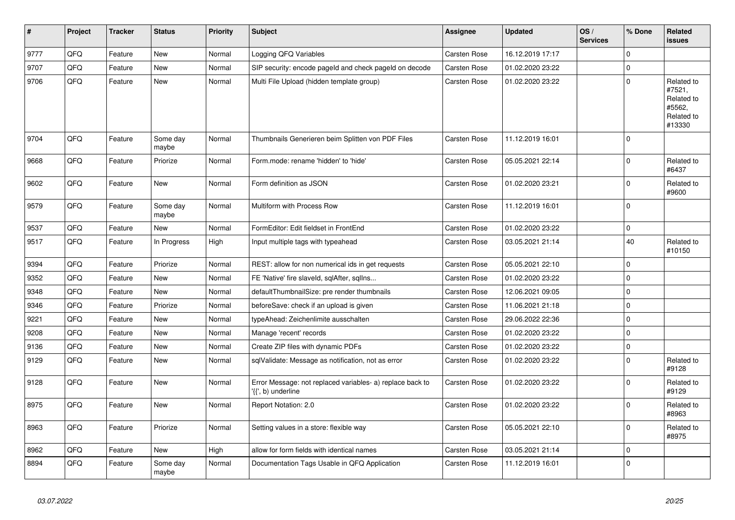| # | Project | Tracker | Status | Priority | Subject | Assignee | Updated | OS / Services | % Done | Related issues |
|---|---|---|---|---|---|---|---|---|---|---|
| 9777 | QFQ | Feature | New | Normal | Logging QFQ Variables | Carsten Rose | 16.12.2019 17:17 | | 0 | |
| 9707 | QFQ | Feature | New | Normal | SIP security: encode pageId and check pageId on decode | Carsten Rose | 01.02.2020 23:22 | | 0 | |
| 9706 | QFQ | Feature | New | Normal | Multi File Upload (hidden template group) | Carsten Rose | 01.02.2020 23:22 | | 0 | Related to #7521, Related to #5562, Related to #13330 |
| 9704 | QFQ | Feature | Some day maybe | Normal | Thumbnails Generieren beim Splitten von PDF Files | Carsten Rose | 11.12.2019 16:01 | | 0 | |
| 9668 | QFQ | Feature | Priorize | Normal | Form.mode: rename 'hidden' to 'hide' | Carsten Rose | 05.05.2021 22:14 | | 0 | Related to #6437 |
| 9602 | QFQ | Feature | New | Normal | Form definition as JSON | Carsten Rose | 01.02.2020 23:21 | | 0 | Related to #9600 |
| 9579 | QFQ | Feature | Some day maybe | Normal | Multiform with Process Row | Carsten Rose | 11.12.2019 16:01 | | 0 | |
| 9537 | QFQ | Feature | New | Normal | FormEditor: Edit fieldset in FrontEnd | Carsten Rose | 01.02.2020 23:22 | | 0 | |
| 9517 | QFQ | Feature | In Progress | High | Input multiple tags with typeahead | Carsten Rose | 03.05.2021 21:14 | | 40 | Related to #10150 |
| 9394 | QFQ | Feature | Priorize | Normal | REST: allow for non numerical ids in get requests | Carsten Rose | 05.05.2021 22:10 | | 0 | |
| 9352 | QFQ | Feature | New | Normal | FE 'Native' fire slaveId, sqlAfter, sqlIns... | Carsten Rose | 01.02.2020 23:22 | | 0 | |
| 9348 | QFQ | Feature | New | Normal | defaultThumbnailSize: pre render thumbnails | Carsten Rose | 12.06.2021 09:05 | | 0 | |
| 9346 | QFQ | Feature | Priorize | Normal | beforeSave: check if an upload is given | Carsten Rose | 11.06.2021 21:18 | | 0 | |
| 9221 | QFQ | Feature | New | Normal | typeAhead: Zeichenlimite ausschalten | Carsten Rose | 29.06.2022 22:36 | | 0 | |
| 9208 | QFQ | Feature | New | Normal | Manage 'recent' records | Carsten Rose | 01.02.2020 23:22 | | 0 | |
| 9136 | QFQ | Feature | New | Normal | Create ZIP files with dynamic PDFs | Carsten Rose | 01.02.2020 23:22 | | 0 | |
| 9129 | QFQ | Feature | New | Normal | sqlValidate: Message as notification, not as error | Carsten Rose | 01.02.2020 23:22 | | 0 | Related to #9128 |
| 9128 | QFQ | Feature | New | Normal | Error Message: not replaced variables- a) replace back to '{{', b) underline | Carsten Rose | 01.02.2020 23:22 | | 0 | Related to #9129 |
| 8975 | QFQ | Feature | New | Normal | Report Notation: 2.0 | Carsten Rose | 01.02.2020 23:22 | | 0 | Related to #8963 |
| 8963 | QFQ | Feature | Priorize | Normal | Setting values in a store: flexible way | Carsten Rose | 05.05.2021 22:10 | | 0 | Related to #8975 |
| 8962 | QFQ | Feature | New | High | allow for form fields with identical names | Carsten Rose | 03.05.2021 21:14 | | 0 | |
| 8894 | QFQ | Feature | Some day maybe | Normal | Documentation Tags Usable in QFQ Application | Carsten Rose | 11.12.2019 16:01 | | 0 | |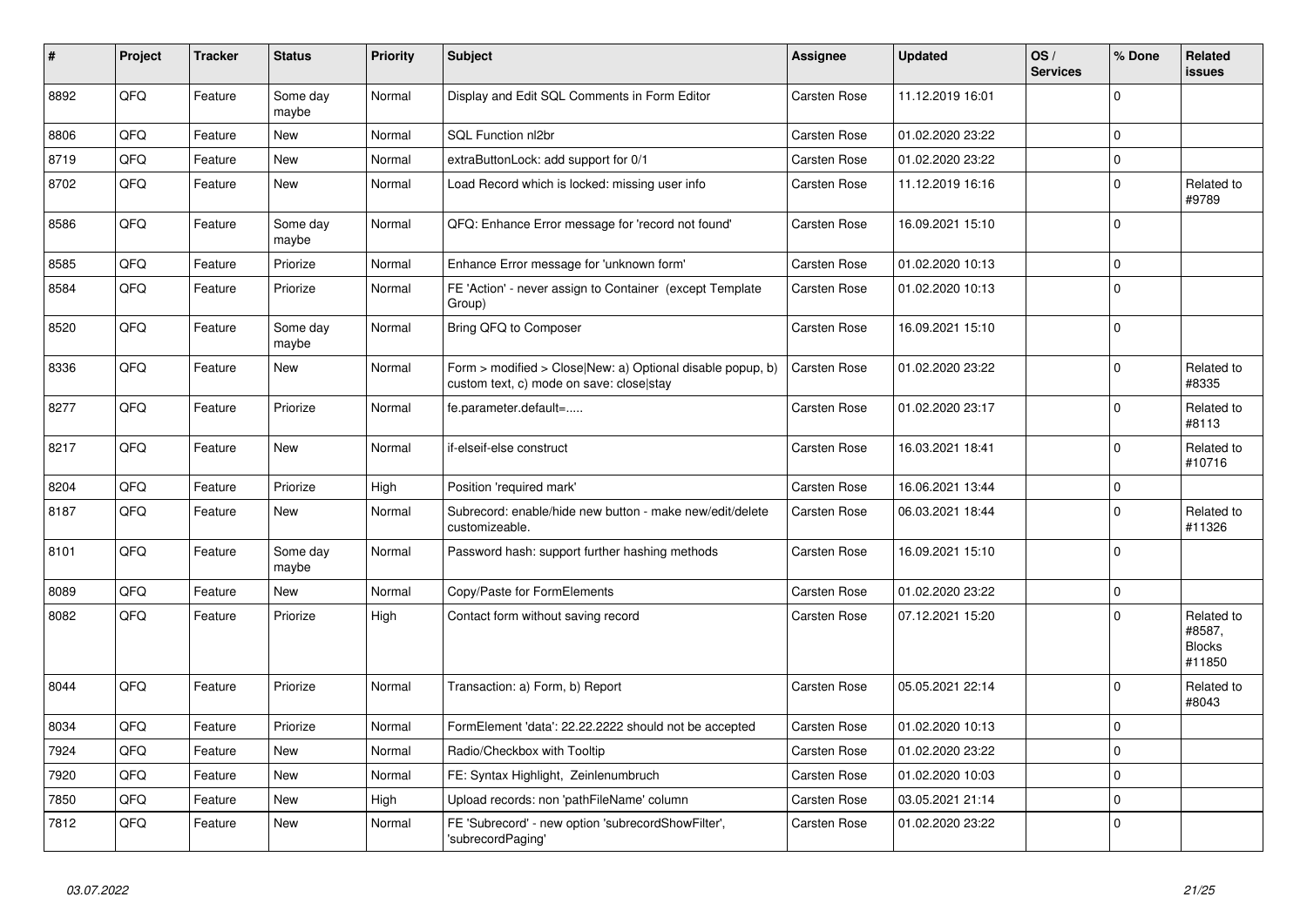| # | Project | Tracker | Status | Priority | Subject | Assignee | Updated | OS / Services | % Done | Related issues |
|---|---|---|---|---|---|---|---|---|---|---|
| 8892 | QFQ | Feature | Some day maybe | Normal | Display and Edit SQL Comments in Form Editor | Carsten Rose | 11.12.2019 16:01 | | 0 | |
| 8806 | QFQ | Feature | New | Normal | SQL Function nl2br | Carsten Rose | 01.02.2020 23:22 | | 0 | |
| 8719 | QFQ | Feature | New | Normal | extraButtonLock: add support for 0/1 | Carsten Rose | 01.02.2020 23:22 | | 0 | |
| 8702 | QFQ | Feature | New | Normal | Load Record which is locked: missing user info | Carsten Rose | 11.12.2019 16:16 | | 0 | Related to #9789 |
| 8586 | QFQ | Feature | Some day maybe | Normal | QFQ: Enhance Error message for 'record not found' | Carsten Rose | 16.09.2021 15:10 | | 0 | |
| 8585 | QFQ | Feature | Priorize | Normal | Enhance Error message for 'unknown form' | Carsten Rose | 01.02.2020 10:13 | | 0 | |
| 8584 | QFQ | Feature | Priorize | Normal | FE 'Action' - never assign to Container (except Template Group) | Carsten Rose | 01.02.2020 10:13 | | 0 | |
| 8520 | QFQ | Feature | Some day maybe | Normal | Bring QFQ to Composer | Carsten Rose | 16.09.2021 15:10 | | 0 | |
| 8336 | QFQ | Feature | New | Normal | Form > modified > Close\|New: a) Optional disable popup, b) custom text, c) mode on save: close\|stay | Carsten Rose | 01.02.2020 23:22 | | 0 | Related to #8335 |
| 8277 | QFQ | Feature | Priorize | Normal | fe.parameter.default=..... | Carsten Rose | 01.02.2020 23:17 | | 0 | Related to #8113 |
| 8217 | QFQ | Feature | New | Normal | if-elseif-else construct | Carsten Rose | 16.03.2021 18:41 | | 0 | Related to #10716 |
| 8204 | QFQ | Feature | Priorize | High | Position 'required mark' | Carsten Rose | 16.06.2021 13:44 | | 0 | |
| 8187 | QFQ | Feature | New | Normal | Subrecord: enable/hide new button - make new/edit/delete customizeable. | Carsten Rose | 06.03.2021 18:44 | | 0 | Related to #11326 |
| 8101 | QFQ | Feature | Some day maybe | Normal | Password hash: support further hashing methods | Carsten Rose | 16.09.2021 15:10 | | 0 | |
| 8089 | QFQ | Feature | New | Normal | Copy/Paste for FormElements | Carsten Rose | 01.02.2020 23:22 | | 0 | |
| 8082 | QFQ | Feature | Priorize | High | Contact form without saving record | Carsten Rose | 07.12.2021 15:20 | | 0 | Related to #8587, Blocks #11850 |
| 8044 | QFQ | Feature | Priorize | Normal | Transaction: a) Form, b) Report | Carsten Rose | 05.05.2021 22:14 | | 0 | Related to #8043 |
| 8034 | QFQ | Feature | Priorize | Normal | FormElement 'data': 22.22.2222 should not be accepted | Carsten Rose | 01.02.2020 10:13 | | 0 | |
| 7924 | QFQ | Feature | New | Normal | Radio/Checkbox with Tooltip | Carsten Rose | 01.02.2020 23:22 | | 0 | |
| 7920 | QFQ | Feature | New | Normal | FE: Syntax Highlight, Zeilenumbruch | Carsten Rose | 01.02.2020 10:03 | | 0 | |
| 7850 | QFQ | Feature | New | High | Upload records: non 'pathFileName' column | Carsten Rose | 03.05.2021 21:14 | | 0 | |
| 7812 | QFQ | Feature | New | Normal | FE 'Subrecord' - new option 'subrecordShowFilter', 'subrecordPaging' | Carsten Rose | 01.02.2020 23:22 | | 0 | |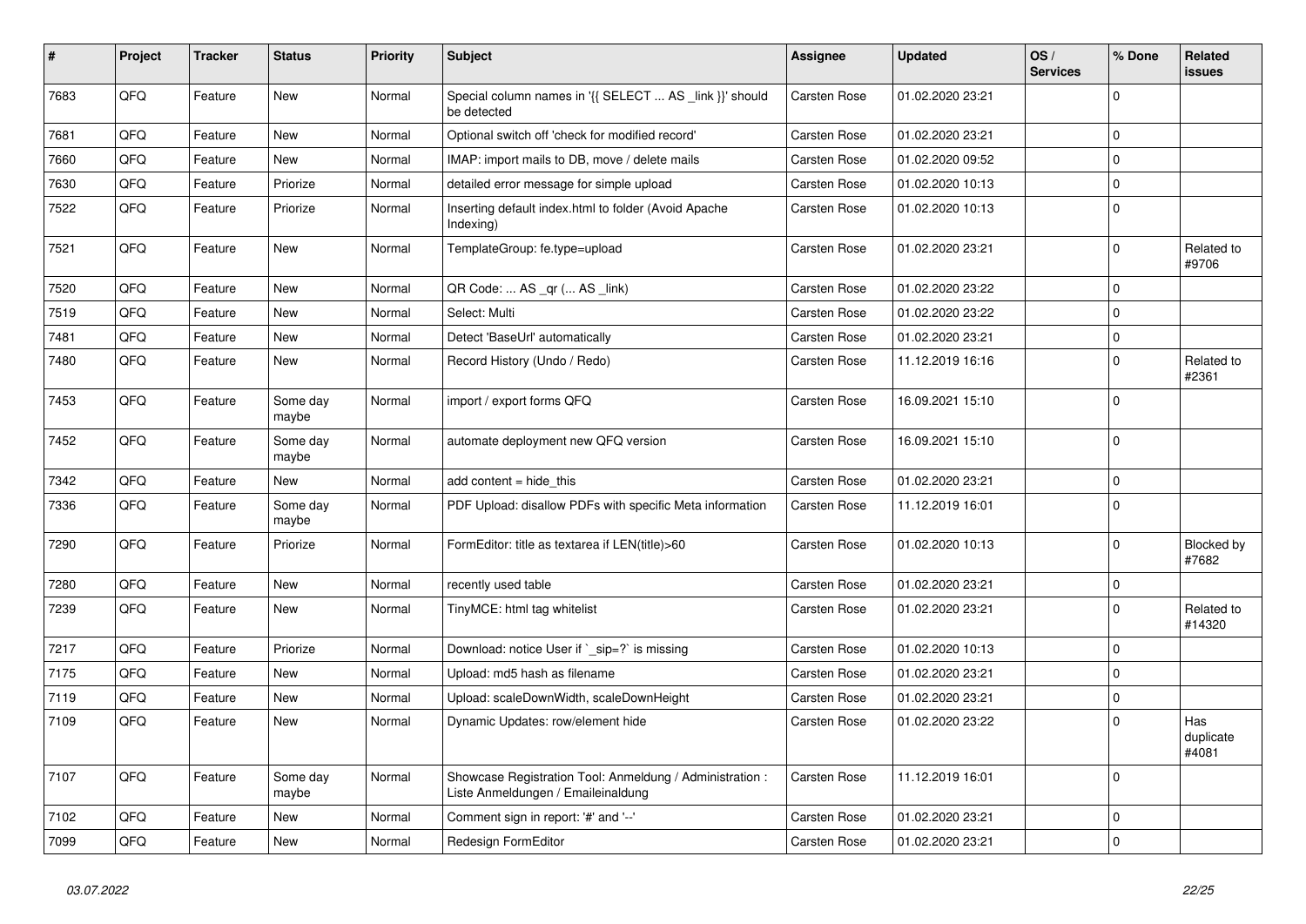| # | Project | Tracker | Status | Priority | Subject | Assignee | Updated | OS / Services | % Done | Related issues |
|---|---|---|---|---|---|---|---|---|---|---|
| 7683 | QFQ | Feature | New | Normal | Special column names in '{{ SELECT ... AS _link }}' should be detected | Carsten Rose | 01.02.2020 23:21 | | 0 | |
| 7681 | QFQ | Feature | New | Normal | Optional switch off 'check for modified record' | Carsten Rose | 01.02.2020 23:21 | | 0 | |
| 7660 | QFQ | Feature | New | Normal | IMAP: import mails to DB, move / delete mails | Carsten Rose | 01.02.2020 09:52 | | 0 | |
| 7630 | QFQ | Feature | Priorize | Normal | detailed error message for simple upload | Carsten Rose | 01.02.2020 10:13 | | 0 | |
| 7522 | QFQ | Feature | Priorize | Normal | Inserting default index.html to folder (Avoid Apache Indexing) | Carsten Rose | 01.02.2020 10:13 | | 0 | |
| 7521 | QFQ | Feature | New | Normal | TemplateGroup: fe.type=upload | Carsten Rose | 01.02.2020 23:21 | | 0 | Related to #9706 |
| 7520 | QFQ | Feature | New | Normal | QR Code: ... AS _qr (... AS _link) | Carsten Rose | 01.02.2020 23:22 | | 0 | |
| 7519 | QFQ | Feature | New | Normal | Select: Multi | Carsten Rose | 01.02.2020 23:22 | | 0 | |
| 7481 | QFQ | Feature | New | Normal | Detect 'BaseUrl' automatically | Carsten Rose | 01.02.2020 23:21 | | 0 | |
| 7480 | QFQ | Feature | New | Normal | Record History (Undo / Redo) | Carsten Rose | 11.12.2019 16:16 | | 0 | Related to #2361 |
| 7453 | QFQ | Feature | Some day maybe | Normal | import / export forms QFQ | Carsten Rose | 16.09.2021 15:10 | | 0 | |
| 7452 | QFQ | Feature | Some day maybe | Normal | automate deployment new QFQ version | Carsten Rose | 16.09.2021 15:10 | | 0 | |
| 7342 | QFQ | Feature | New | Normal | add content = hide_this | Carsten Rose | 01.02.2020 23:21 | | 0 | |
| 7336 | QFQ | Feature | Some day maybe | Normal | PDF Upload: disallow PDFs with specific Meta information | Carsten Rose | 11.12.2019 16:01 | | 0 | |
| 7290 | QFQ | Feature | Priorize | Normal | FormEditor: title as textarea if LEN(title)>60 | Carsten Rose | 01.02.2020 10:13 | | 0 | Blocked by #7682 |
| 7280 | QFQ | Feature | New | Normal | recently used table | Carsten Rose | 01.02.2020 23:21 | | 0 | |
| 7239 | QFQ | Feature | New | Normal | TinyMCE: html tag whitelist | Carsten Rose | 01.02.2020 23:21 | | 0 | Related to #14320 |
| 7217 | QFQ | Feature | Priorize | Normal | Download: notice User if `_sip=?` is missing | Carsten Rose | 01.02.2020 10:13 | | 0 | |
| 7175 | QFQ | Feature | New | Normal | Upload: md5 hash as filename | Carsten Rose | 01.02.2020 23:21 | | 0 | |
| 7119 | QFQ | Feature | New | Normal | Upload: scaleDownWidth, scaleDownHeight | Carsten Rose | 01.02.2020 23:21 | | 0 | |
| 7109 | QFQ | Feature | New | Normal | Dynamic Updates: row/element hide | Carsten Rose | 01.02.2020 23:22 | | 0 | Has duplicate #4081 |
| 7107 | QFQ | Feature | Some day maybe | Normal | Showcase Registration Tool: Anmeldung / Administration : Liste Anmeldungen / Emaileinaldung | Carsten Rose | 11.12.2019 16:01 | | 0 | |
| 7102 | QFQ | Feature | New | Normal | Comment sign in report: '#' and '--' | Carsten Rose | 01.02.2020 23:21 | | 0 | |
| 7099 | QFQ | Feature | New | Normal | Redesign FormEditor | Carsten Rose | 01.02.2020 23:21 | | 0 | |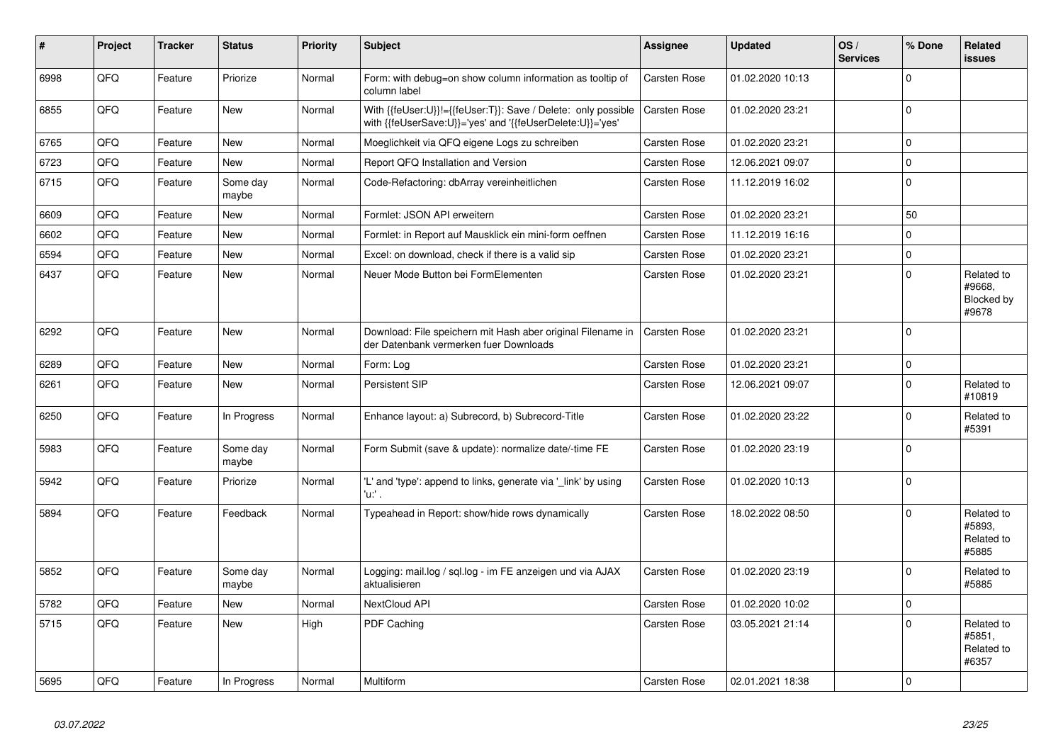| # | Project | Tracker | Status | Priority | Subject | Assignee | Updated | OS / Services | % Done | Related issues |
|---|---|---|---|---|---|---|---|---|---|---|
| 6998 | QFQ | Feature | Priorize | Normal | Form: with debug=on show column information as tooltip of column label | Carsten Rose | 01.02.2020 10:13 | | 0 | |
| 6855 | QFQ | Feature | New | Normal | With {{feUser:U}}!={{feUser:T}}: Save / Delete: only possible with {{feUserSave:U}}='yes' and '{{feUserDelete:U}}='yes' | Carsten Rose | 01.02.2020 23:21 | | 0 | |
| 6765 | QFQ | Feature | New | Normal | Moeglichkeit via QFQ eigene Logs zu schreiben | Carsten Rose | 01.02.2020 23:21 | | 0 | |
| 6723 | QFQ | Feature | New | Normal | Report QFQ Installation and Version | Carsten Rose | 12.06.2021 09:07 | | 0 | |
| 6715 | QFQ | Feature | Some day maybe | Normal | Code-Refactoring: dbArray vereinheitlichen | Carsten Rose | 11.12.2019 16:02 | | 0 | |
| 6609 | QFQ | Feature | New | Normal | Formlet: JSON API erweitern | Carsten Rose | 01.02.2020 23:21 | | 50 | |
| 6602 | QFQ | Feature | New | Normal | Formlet: in Report auf Mausklick ein mini-form oeffnen | Carsten Rose | 11.12.2019 16:16 | | 0 | |
| 6594 | QFQ | Feature | New | Normal | Excel: on download, check if there is a valid sip | Carsten Rose | 01.02.2020 23:21 | | 0 | |
| 6437 | QFQ | Feature | New | Normal | Neuer Mode Button bei FormElementen | Carsten Rose | 01.02.2020 23:21 | | 0 | Related to #9668, Blocked by #9678 |
| 6292 | QFQ | Feature | New | Normal | Download: File speichern mit Hash aber original Filename in der Datenbank vermerken fuer Downloads | Carsten Rose | 01.02.2020 23:21 | | 0 | |
| 6289 | QFQ | Feature | New | Normal | Form: Log | Carsten Rose | 01.02.2020 23:21 | | 0 | |
| 6261 | QFQ | Feature | New | Normal | Persistent SIP | Carsten Rose | 12.06.2021 09:07 | | 0 | Related to #10819 |
| 6250 | QFQ | Feature | In Progress | Normal | Enhance layout: a) Subrecord, b) Subrecord-Title | Carsten Rose | 01.02.2020 23:22 | | 0 | Related to #5391 |
| 5983 | QFQ | Feature | Some day maybe | Normal | Form Submit (save & update): normalize date/-time FE | Carsten Rose | 01.02.2020 23:19 | | 0 | |
| 5942 | QFQ | Feature | Priorize | Normal | 'L' and 'type': append to links, generate via '_link' by using 'u:' . | Carsten Rose | 01.02.2020 10:13 | | 0 | |
| 5894 | QFQ | Feature | Feedback | Normal | Typeahead in Report: show/hide rows dynamically | Carsten Rose | 18.02.2022 08:50 | | 0 | Related to #5893, Related to #5885 |
| 5852 | QFQ | Feature | Some day maybe | Normal | Logging: mail.log / sql.log - im FE anzeigen und via AJAX aktualisieren | Carsten Rose | 01.02.2020 23:19 | | 0 | Related to #5885 |
| 5782 | QFQ | Feature | New | Normal | NextCloud API | Carsten Rose | 01.02.2020 10:02 | | 0 | |
| 5715 | QFQ | Feature | New | High | PDF Caching | Carsten Rose | 03.05.2021 21:14 | | 0 | Related to #5851, Related to #6357 |
| 5695 | QFQ | Feature | In Progress | Normal | Multiform | Carsten Rose | 02.01.2021 18:38 | | 0 | |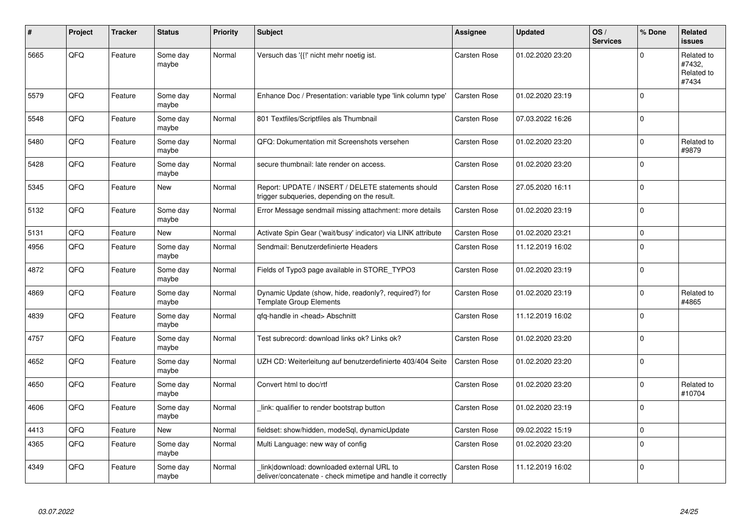| # | Project | Tracker | Status | Priority | Subject | Assignee | Updated | OS / Services | % Done | Related issues |
|---|---|---|---|---|---|---|---|---|---|---|
| 5665 | QFQ | Feature | Some day maybe | Normal | Versuch das '{{!' nicht mehr noetig ist. | Carsten Rose | 01.02.2020 23:20 | | 0 | Related to #7432, Related to #7434 |
| 5579 | QFQ | Feature | Some day maybe | Normal | Enhance Doc / Presentation: variable type 'link column type' | Carsten Rose | 01.02.2020 23:19 | | 0 | |
| 5548 | QFQ | Feature | Some day maybe | Normal | 801 Textfiles/Scriptfiles als Thumbnail | Carsten Rose | 07.03.2022 16:26 | | 0 | |
| 5480 | QFQ | Feature | Some day maybe | Normal | QFQ: Dokumentation mit Screenshots versehen | Carsten Rose | 01.02.2020 23:20 | | 0 | Related to #9879 |
| 5428 | QFQ | Feature | Some day maybe | Normal | secure thumbnail: late render on access. | Carsten Rose | 01.02.2020 23:20 | | 0 | |
| 5345 | QFQ | Feature | New | Normal | Report: UPDATE / INSERT / DELETE statements should trigger subqueries, depending on the result. | Carsten Rose | 27.05.2020 16:11 | | 0 | |
| 5132 | QFQ | Feature | Some day maybe | Normal | Error Message sendmail missing attachment: more details | Carsten Rose | 01.02.2020 23:19 | | 0 | |
| 5131 | QFQ | Feature | New | Normal | Activate Spin Gear ('wait/busy' indicator) via LINK attribute | Carsten Rose | 01.02.2020 23:21 | | 0 | |
| 4956 | QFQ | Feature | Some day maybe | Normal | Sendmail: Benutzerdefinierte Headers | Carsten Rose | 11.12.2019 16:02 | | 0 | |
| 4872 | QFQ | Feature | Some day maybe | Normal | Fields of Typo3 page available in STORE_TYPO3 | Carsten Rose | 01.02.2020 23:19 | | 0 | |
| 4869 | QFQ | Feature | Some day maybe | Normal | Dynamic Update (show, hide, readonly?, required?) for Template Group Elements | Carsten Rose | 01.02.2020 23:19 | | 0 | Related to #4865 |
| 4839 | QFQ | Feature | Some day maybe | Normal | qfq-handle in <head> Abschnitt | Carsten Rose | 11.12.2019 16:02 | | 0 | |
| 4757 | QFQ | Feature | Some day maybe | Normal | Test subrecord: download links ok? Links ok? | Carsten Rose | 01.02.2020 23:20 | | 0 | |
| 4652 | QFQ | Feature | Some day maybe | Normal | UZH CD: Weiterleitung auf benutzerdefinierte 403/404 Seite | Carsten Rose | 01.02.2020 23:20 | | 0 | |
| 4650 | QFQ | Feature | Some day maybe | Normal | Convert html to doc/rtf | Carsten Rose | 01.02.2020 23:20 | | 0 | Related to #10704 |
| 4606 | QFQ | Feature | Some day maybe | Normal | _link: qualifier to render bootstrap button | Carsten Rose | 01.02.2020 23:19 | | 0 | |
| 4413 | QFQ | Feature | New | Normal | fieldset: show/hidden, modeSql, dynamicUpdate | Carsten Rose | 09.02.2022 15:19 | | 0 | |
| 4365 | QFQ | Feature | Some day maybe | Normal | Multi Language: new way of config | Carsten Rose | 01.02.2020 23:20 | | 0 | |
| 4349 | QFQ | Feature | Some day maybe | Normal | _link\|download: downloaded external URL to deliver/concatenate - check mimetipe and handle it correctly | Carsten Rose | 11.12.2019 16:02 | | 0 | |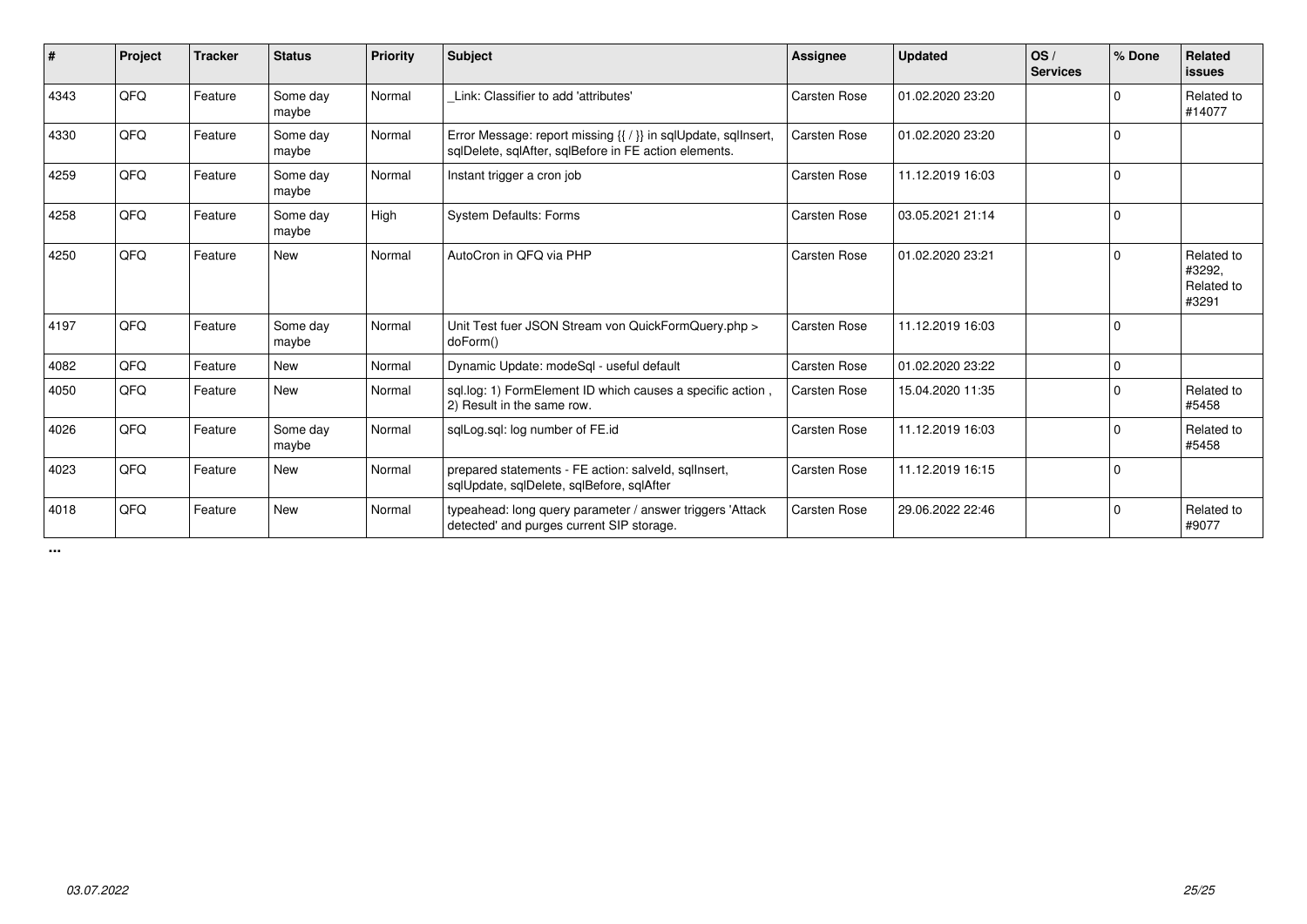| # | Project | Tracker | Status | Priority | Subject | Assignee | Updated | OS / Services | % Done | Related issues |
|---|---|---|---|---|---|---|---|---|---|---|
| 4343 | QFQ | Feature | Some day maybe | Normal | _Link: Classifier to add 'attributes' | Carsten Rose | 01.02.2020 23:20 | | 0 | Related to #14077 |
| 4330 | QFQ | Feature | Some day maybe | Normal | Error Message: report missing {{ / }} in sqlUpdate, sqlInsert, sqlDelete, sqlAfter, sqlBefore in FE action elements. | Carsten Rose | 01.02.2020 23:20 | | 0 | |
| 4259 | QFQ | Feature | Some day maybe | Normal | Instant trigger a cron job | Carsten Rose | 11.12.2019 16:03 | | 0 | |
| 4258 | QFQ | Feature | Some day maybe | High | System Defaults: Forms | Carsten Rose | 03.05.2021 21:14 | | 0 | |
| 4250 | QFQ | Feature | New | Normal | AutoCron in QFQ via PHP | Carsten Rose | 01.02.2020 23:21 | | 0 | Related to #3292, Related to #3291 |
| 4197 | QFQ | Feature | Some day maybe | Normal | Unit Test fuer JSON Stream von QuickFormQuery.php > doForm() | Carsten Rose | 11.12.2019 16:03 | | 0 | |
| 4082 | QFQ | Feature | New | Normal | Dynamic Update: modeSql - useful default | Carsten Rose | 01.02.2020 23:22 | | 0 | |
| 4050 | QFQ | Feature | New | Normal | sql.log: 1) FormElement ID which causes a specific action , 2) Result in the same row. | Carsten Rose | 15.04.2020 11:35 | | 0 | Related to #5458 |
| 4026 | QFQ | Feature | Some day maybe | Normal | sqlLog.sql: log number of FE.id | Carsten Rose | 11.12.2019 16:03 | | 0 | Related to #5458 |
| 4023 | QFQ | Feature | New | Normal | prepared statements - FE action: salveld, sqlInsert, sqlUpdate, sqlDelete, sqlBefore, sqlAfter | Carsten Rose | 11.12.2019 16:15 | | 0 | |
| 4018 | QFQ | Feature | New | Normal | typeahead: long query parameter / answer triggers 'Attack detected' and purges current SIP storage. | Carsten Rose | 29.06.2022 22:46 | | 0 | Related to #9077 |

...